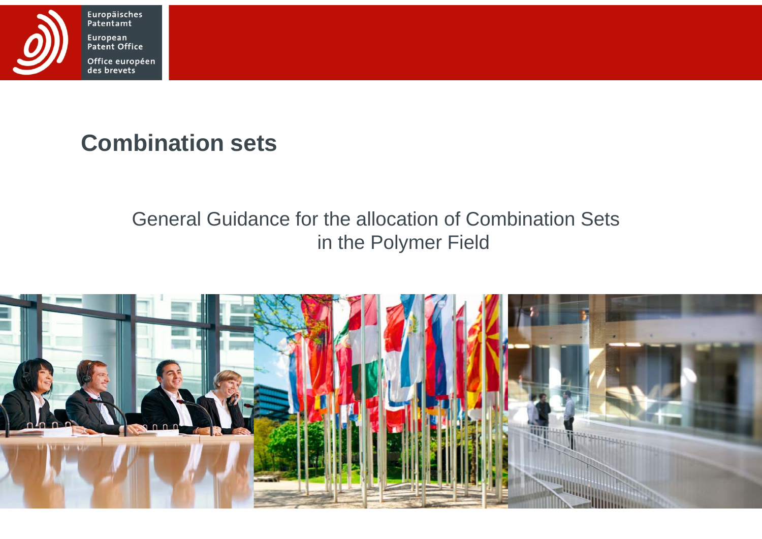# Combination sets

General Guidance for the allocation of Combination Sets in the Polymer Field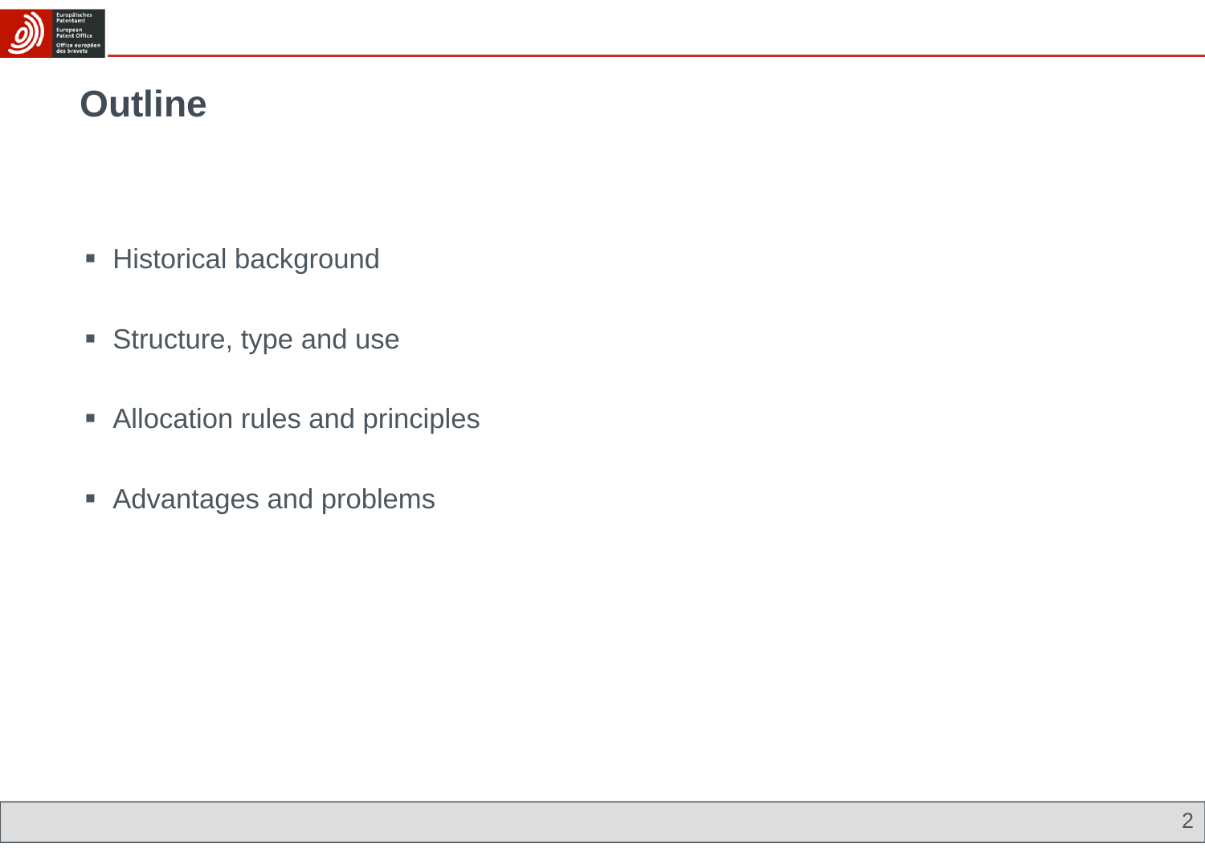# Outline

- Historical background
- Structure, type and use
- Allocation rules and principles
- Advantages and problems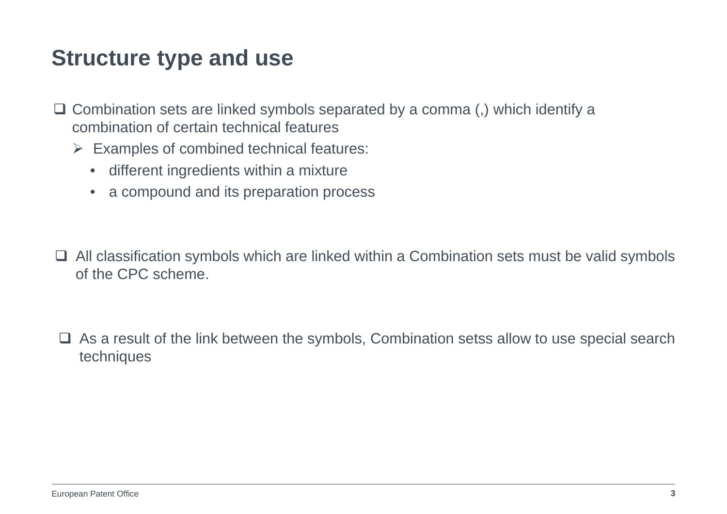# Structure type and use

- Combination sets are linked symbols separated by a comma (,) which identify a combination of certain technical features
  - Examples of combined technical features:
    - different ingredients within a mixture
    - a compound and its preparation process

- All classification symbols which are linked within a Combination sets must be valid symbols of the CPC scheme.

- As a result of the link between the symbols, Combination setss allow to use special search techniques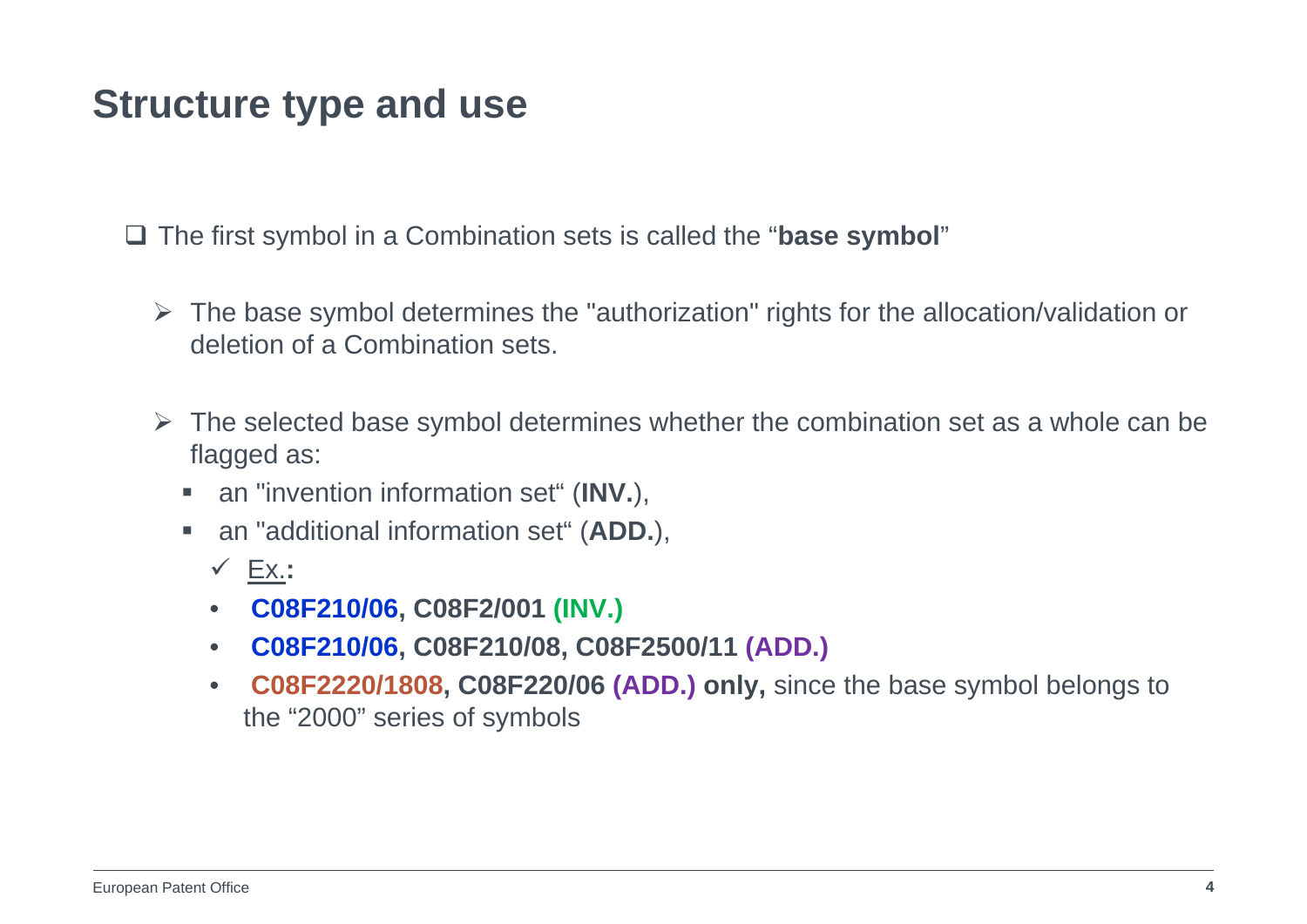# Structure type and use

- The first symbol in a Combination sets is called the "**base symbol**"
  - The base symbol determines the "authorization" rights for the allocation/validation or deletion of a Combination sets.
  - The selected base symbol determines whether the combination set as a whole can be flagged as:
    - an "invention information set" (**INV.**),
    - an "additional information set" (**ADD.**),
      - Ex.**:**
      - **C08F210/06, C08F2/001 (INV.)**
      - **C08F210/06, C08F210/08, C08F2500/11 (ADD.)**
      - **C08F2220/1808, C08F220/06 (ADD.) only,** since the base symbol belongs to the "2000" series of symbols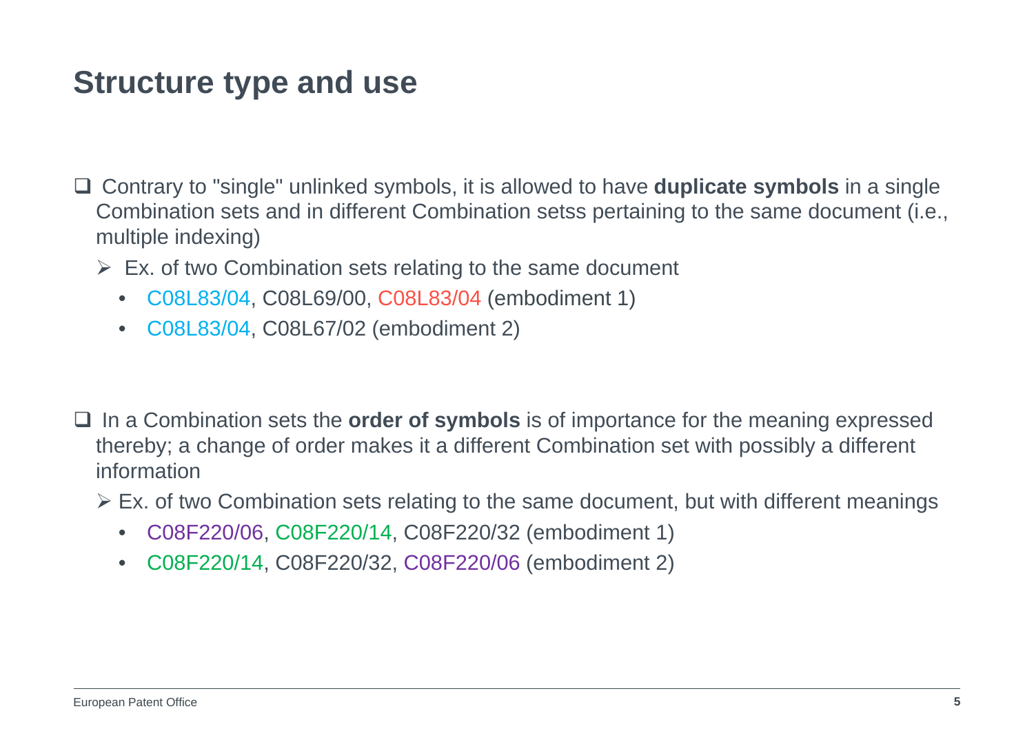# Structure type and use

- Contrary to "single" unlinked symbols, it is allowed to have **duplicate symbols** in a single Combination sets and in different Combination setss pertaining to the same document (i.e., multiple indexing)
  - Ex. of two Combination sets relating to the same document
    - C08L83/04, C08L69/00, C08L83/04 (embodiment 1)
    - C08L83/04, C08L67/02 (embodiment 2)

- In a Combination sets the **order of symbols** is of importance for the meaning expressed thereby; a change of order makes it a different Combination set with possibly a different information
  - Ex. of two Combination sets relating to the same document, but with different meanings
    - C08F220/06, C08F220/14, C08F220/32 (embodiment 1)
    - C08F220/14, C08F220/32, C08F220/06 (embodiment 2)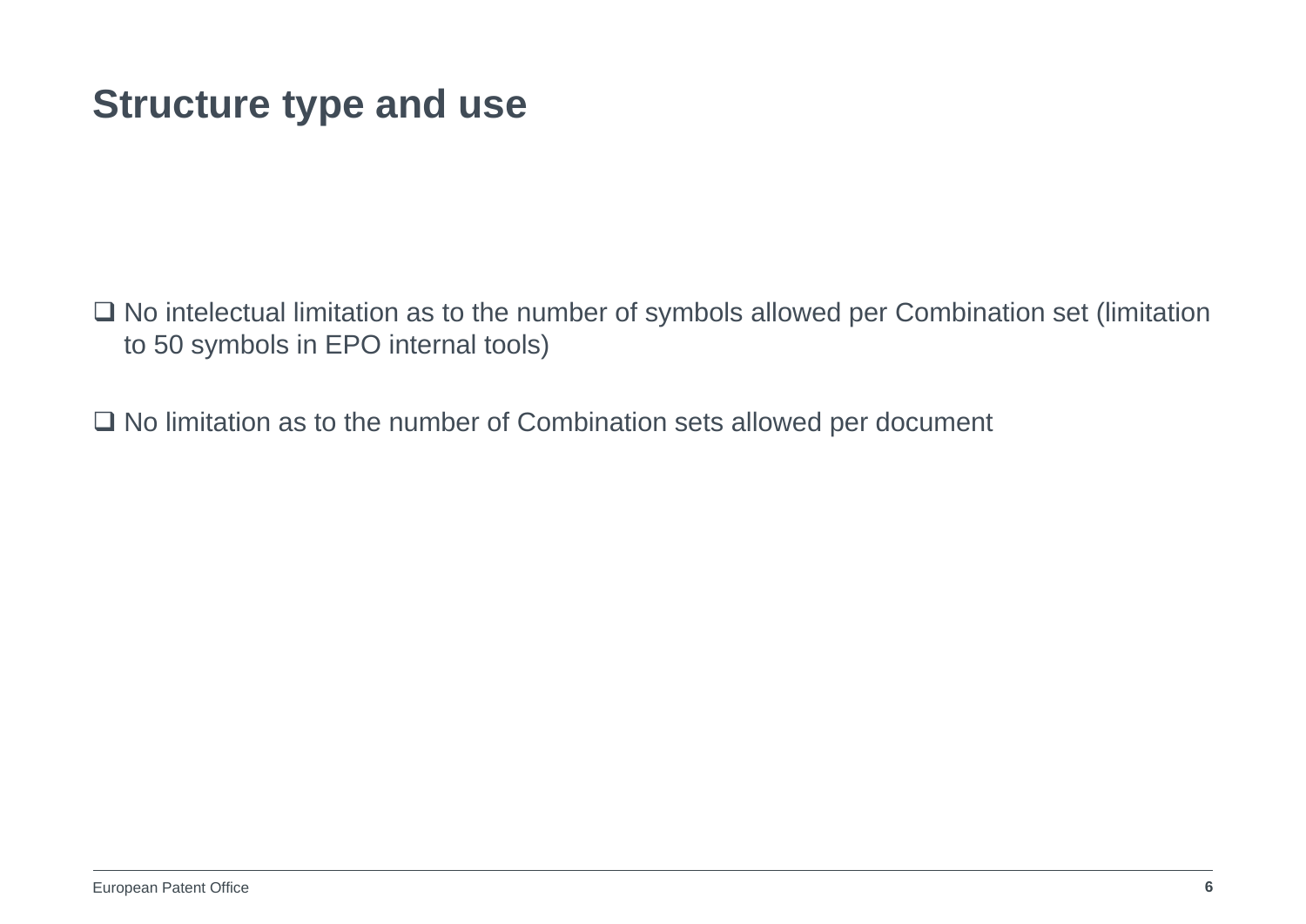# Structure type and use

- No intelectual limitation as to the number of symbols allowed per Combination set (limitation to 50 symbols in EPO internal tools)

- No limitation as to the number of Combination sets allowed per document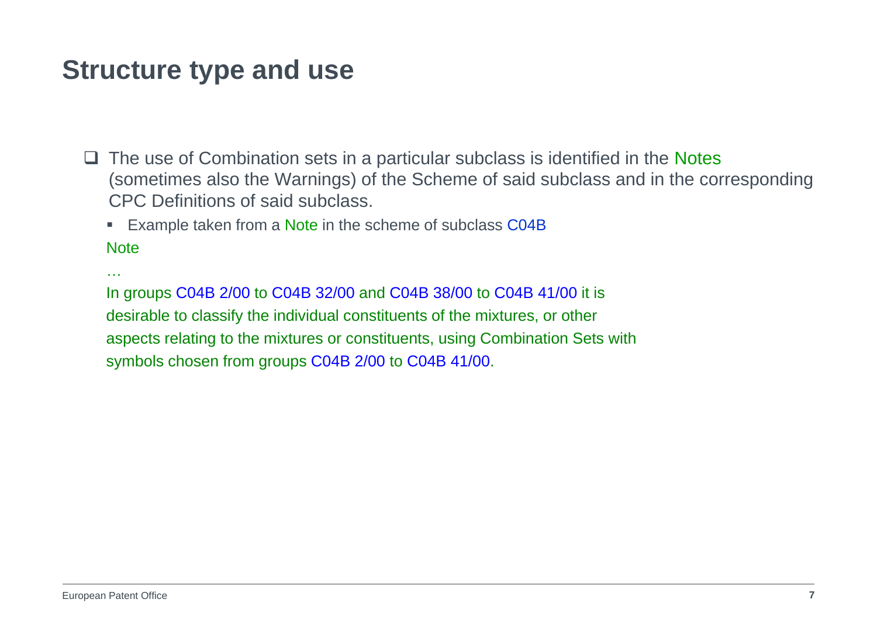# Structure type and use

- The use of Combination sets in a particular subclass is identified in the Notes (sometimes also the Warnings) of the Scheme of said subclass and in the corresponding CPC Definitions of said subclass.
  - Example taken from a Note in the scheme of subclass C04B

Note

…

In groups C04B 2/00 to C04B 32/00 and C04B 38/00 to C04B 41/00 it is desirable to classify the individual constituents of the mixtures, or other aspects relating to the mixtures or constituents, using Combination Sets with symbols chosen from groups C04B 2/00 to C04B 41/00.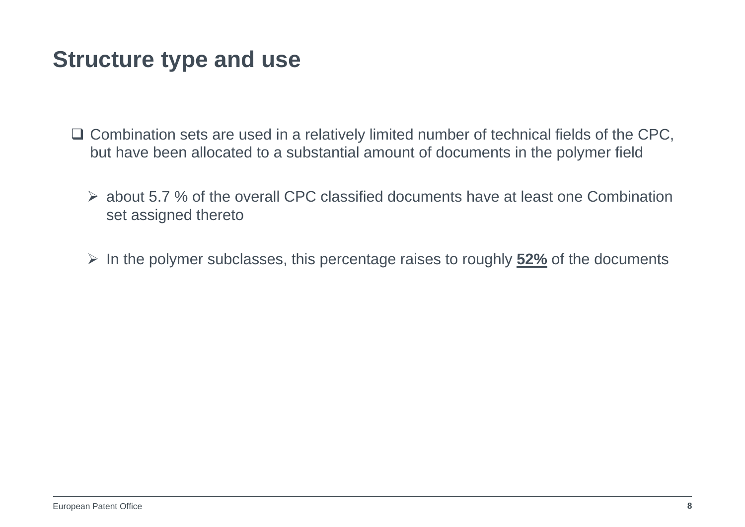# Structure type and use

- Combination sets are used in a relatively limited number of technical fields of the CPC, but have been allocated to a substantial amount of documents in the polymer field
  - about 5.7 % of the overall CPC classified documents have at least one Combination set assigned thereto
  - In the polymer subclasses, this percentage raises to roughly **52%** of the documents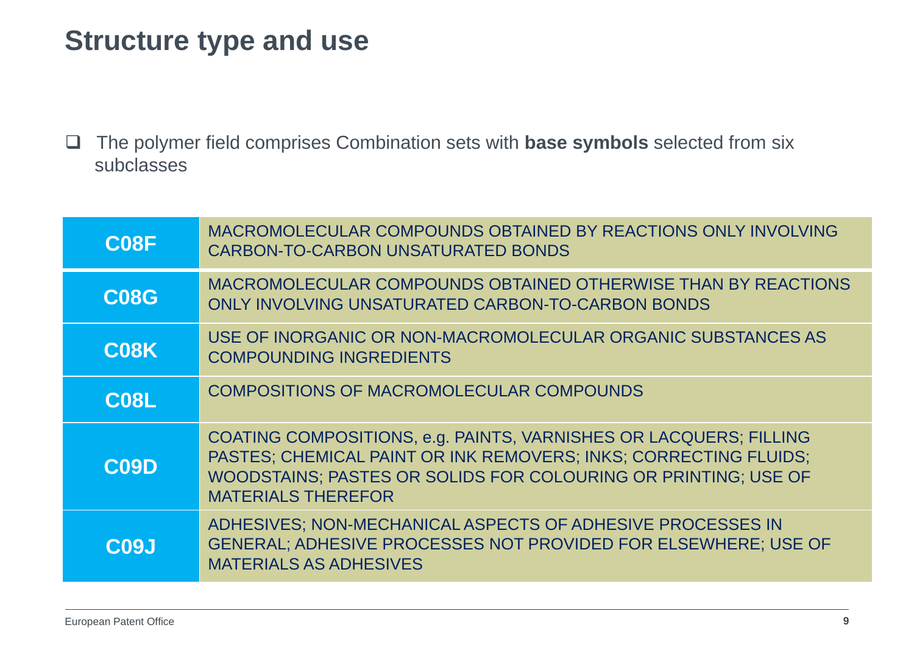# Structure type and use

- The polymer field comprises Combination sets with **base symbols** selected from six subclasses

| | |
|---|---|
| **C08F** | MACROMOLECULAR COMPOUNDS OBTAINED BY REACTIONS ONLY INVOLVING CARBON-TO-CARBON UNSATURATED BONDS |
| **C08G** | MACROMOLECULAR COMPOUNDS OBTAINED OTHERWISE THAN BY REACTIONS ONLY INVOLVING UNSATURATED CARBON-TO-CARBON BONDS |
| **C08K** | USE OF INORGANIC OR NON-MACROMOLECULAR ORGANIC SUBSTANCES AS COMPOUNDING INGREDIENTS |
| **C08L** | COMPOSITIONS OF MACROMOLECULAR COMPOUNDS |
| **C09D** | COATING COMPOSITIONS, e.g. PAINTS, VARNISHES OR LACQUERS; FILLING PASTES; CHEMICAL PAINT OR INK REMOVERS; INKS; CORRECTING FLUIDS; WOODSTAINS; PASTES OR SOLIDS FOR COLOURING OR PRINTING; USE OF MATERIALS THEREFOR |
| **C09J** | ADHESIVES; NON-MECHANICAL ASPECTS OF ADHESIVE PROCESSES IN GENERAL; ADHESIVE PROCESSES NOT PROVIDED FOR ELSEWHERE; USE OF MATERIALS AS ADHESIVES |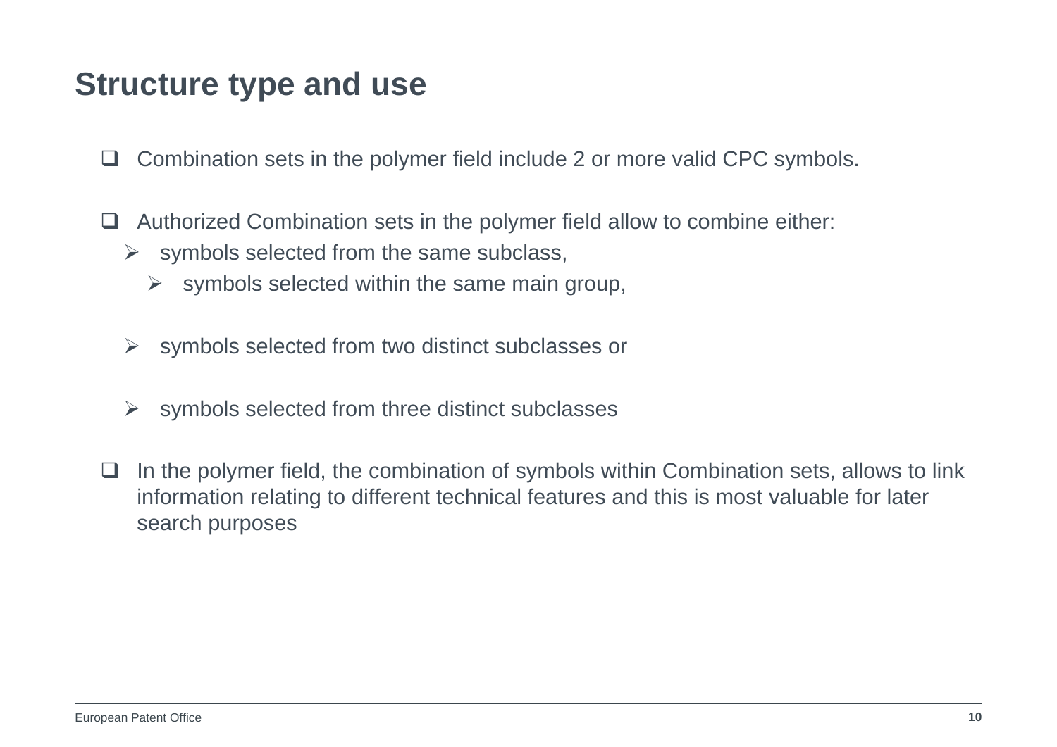# Structure type and use

- Combination sets in the polymer field include 2 or more valid CPC symbols.

- Authorized Combination sets in the polymer field allow to combine either:
  - symbols selected from the same subclass,
    - symbols selected within the same main group,

  - symbols selected from two distinct subclasses or

  - symbols selected from three distinct subclasses

- In the polymer field, the combination of symbols within Combination sets, allows to link information relating to different technical features and this is most valuable for later search purposes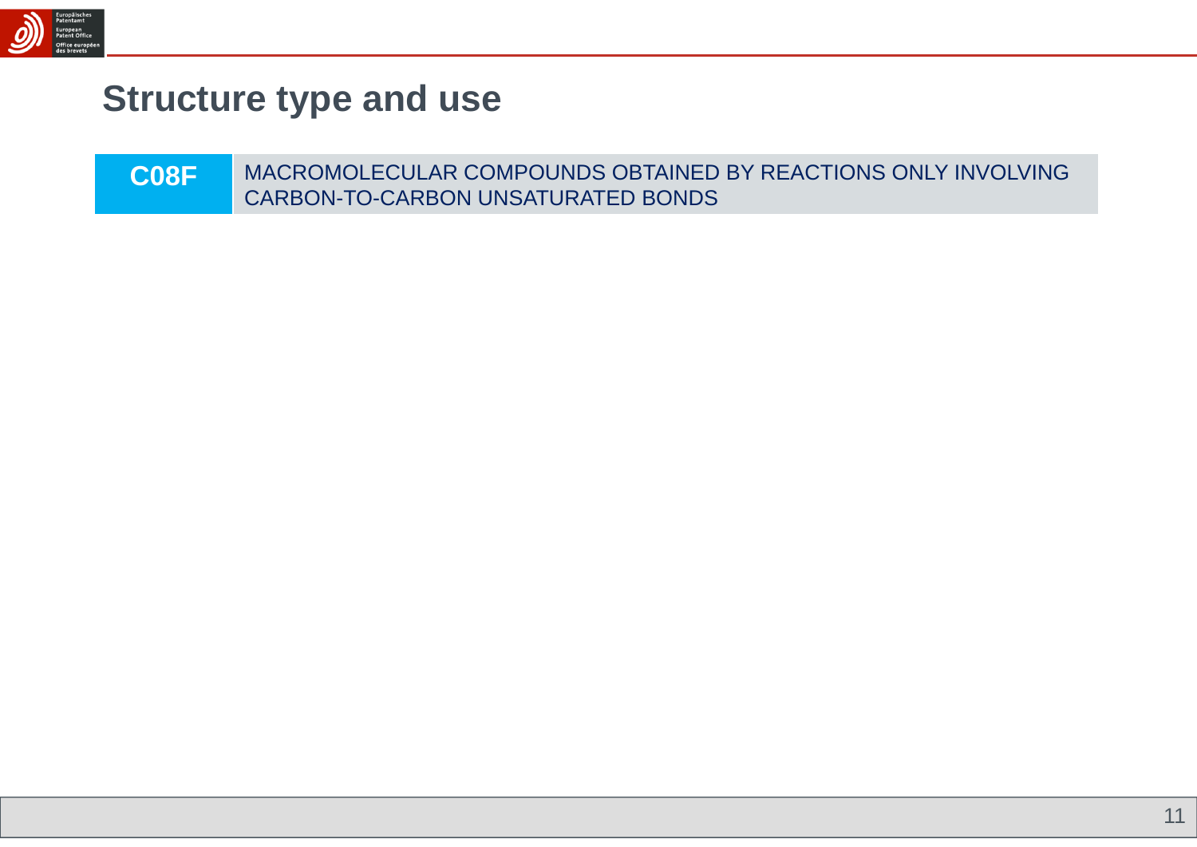# Structure type and use

| C08F | MACROMOLECULAR COMPOUNDS OBTAINED BY REACTIONS ONLY INVOLVING CARBON-TO-CARBON UNSATURATED BONDS |
|---|---|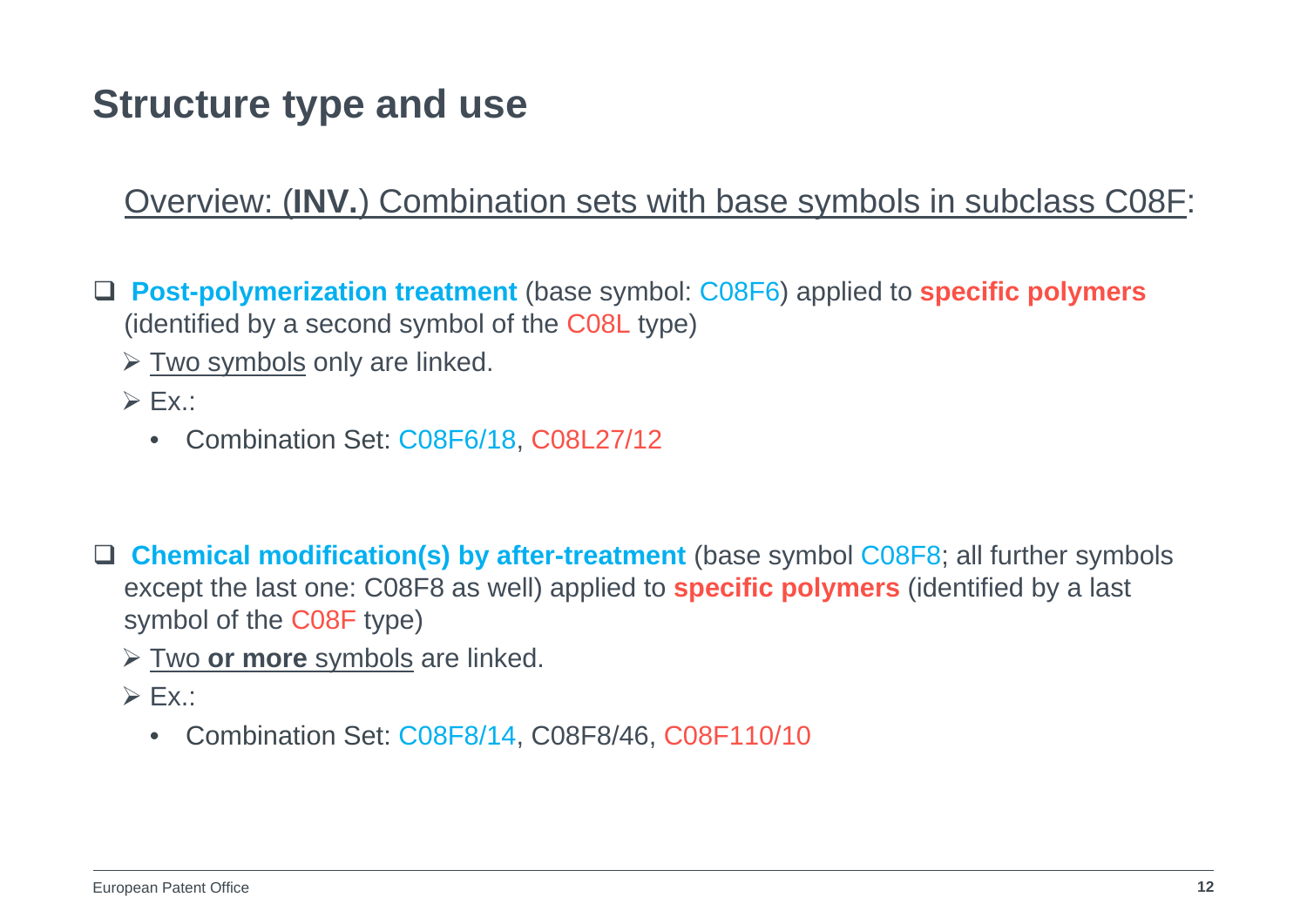# Structure type and use

Overview: (**INV.**) Combination sets with base symbols in subclass C08F:

- **Post-polymerization treatment** (base symbol: C08F6) applied to **specific polymers** (identified by a second symbol of the C08L type)
  - Two symbols only are linked.
  - Ex.:
    - Combination Set: C08F6/18, C08L27/12

- **Chemical modification(s) by after-treatment** (base symbol C08F8; all further symbols except the last one: C08F8 as well) applied to **specific polymers** (identified by a last symbol of the C08F type)
  - Two **or more** symbols are linked.
  - Ex.:
    - Combination Set: C08F8/14, C08F8/46, C08F110/10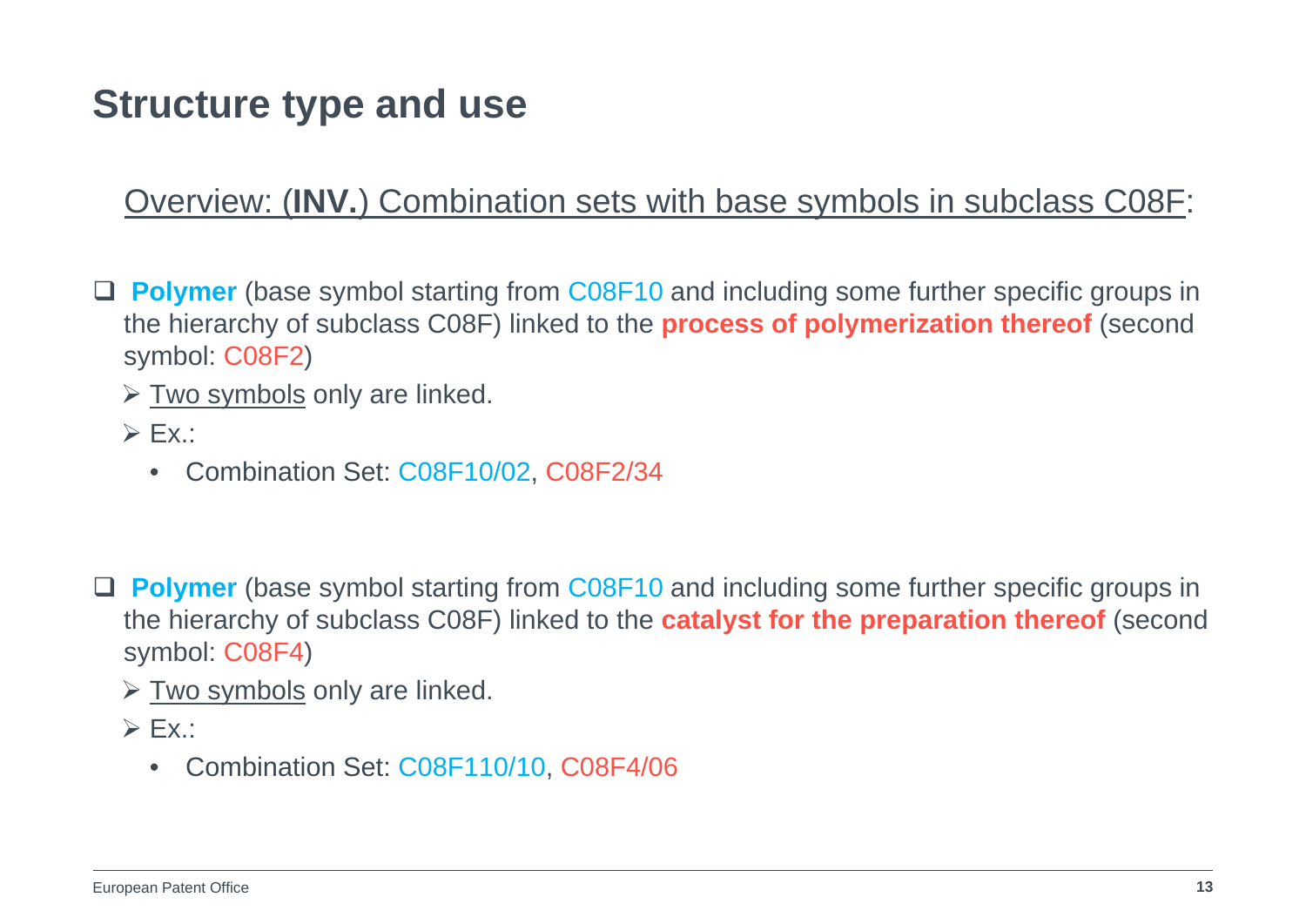# Structure type and use

## Overview: (**INV.**) Combination sets with base symbols in subclass C08F:

- **Polymer** (base symbol starting from C08F10 and including some further specific groups in the hierarchy of subclass C08F) linked to the **process of polymerization thereof** (second symbol: C08F2)
  - Two symbols only are linked.
  - Ex.:
    - Combination Set: C08F10/02, C08F2/34

- **Polymer** (base symbol starting from C08F10 and including some further specific groups in the hierarchy of subclass C08F) linked to the **catalyst for the preparation thereof** (second symbol: C08F4)
  - Two symbols only are linked.
  - Ex.:
    - Combination Set: C08F110/10, C08F4/06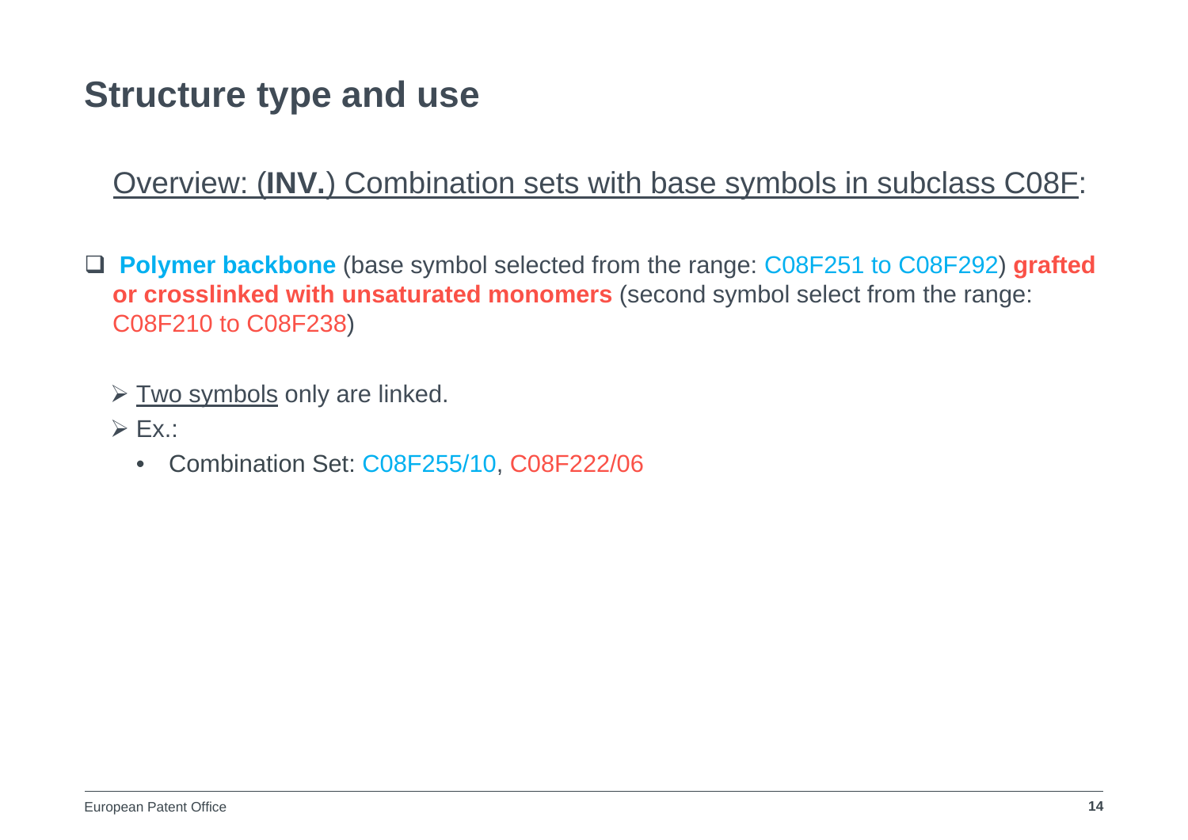# Structure type and use

Overview: (**INV.**) Combination sets with base symbols in subclass C08F:

- **Polymer backbone** (base symbol selected from the range: C08F251 to C08F292) **grafted or crosslinked with unsaturated monomers** (second symbol select from the range: C08F210 to C08F238)

  - Two symbols only are linked.
  - Ex.:
    - Combination Set: C08F255/10, C08F222/06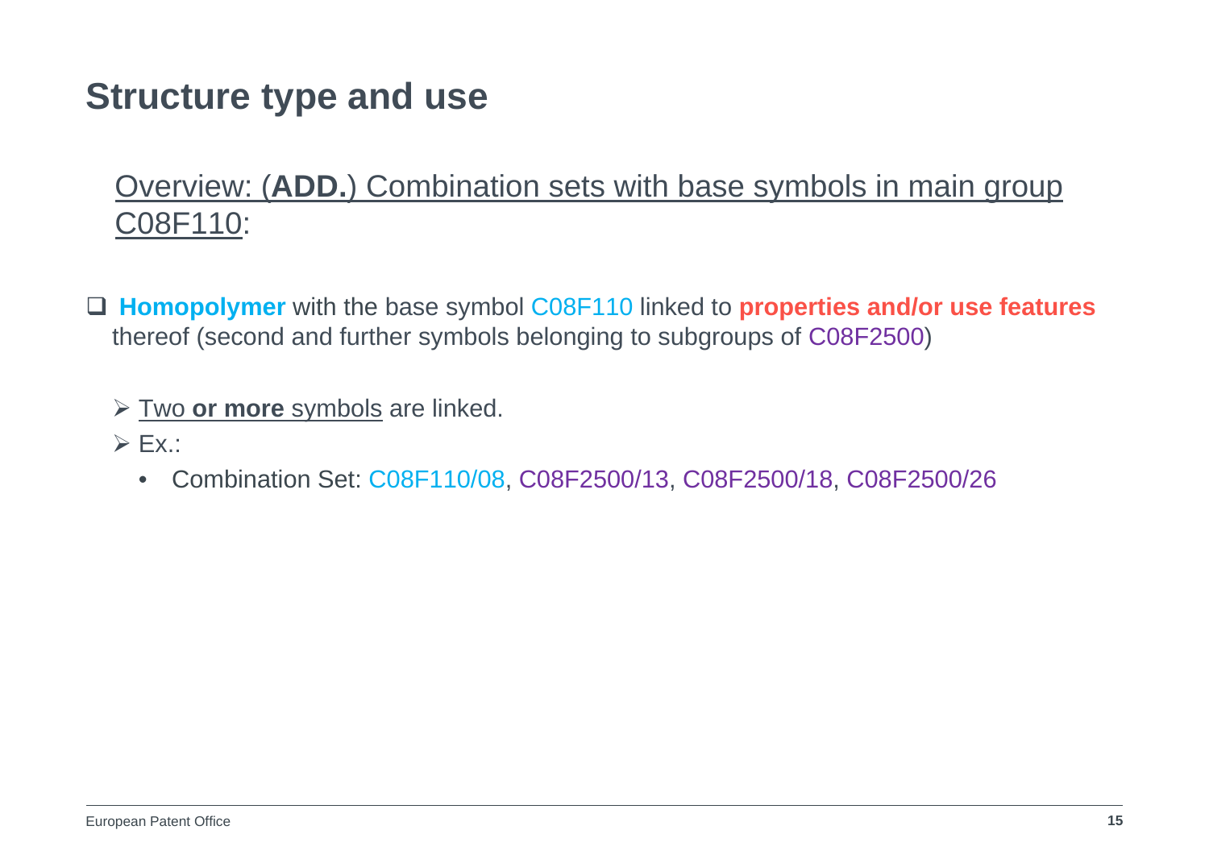# Structure type and use

Overview: (**ADD.**) Combination sets with base symbols in main group C08F110:

- **Homopolymer** with the base symbol C08F110 linked to **properties and/or use features** thereof (second and further symbols belonging to subgroups of C08F2500)

  - Two **or more** symbols are linked.
  - Ex.:
    - Combination Set: C08F110/08, C08F2500/13, C08F2500/18, C08F2500/26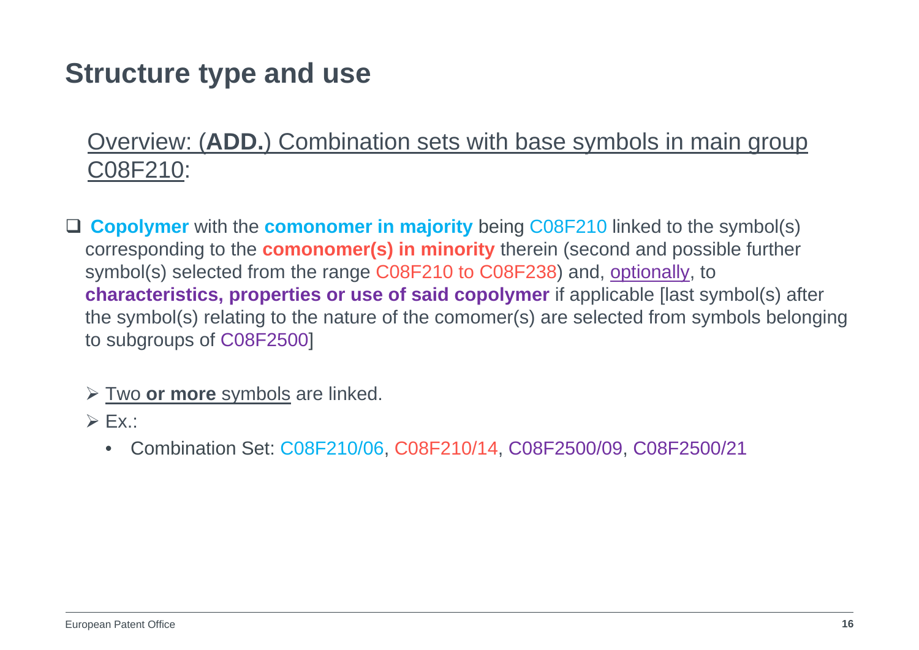# Structure type and use

Overview: (**ADD.**) Combination sets with base symbols in main group C08F210:

- **Copolymer** with the **comonomer in majority** being C08F210 linked to the symbol(s) corresponding to the **comonomer(s) in minority** therein (second and possible further symbol(s) selected from the range C08F210 to C08F238) and, optionally, to **characteristics, properties or use of said copolymer** if applicable [last symbol(s) after the symbol(s) relating to the nature of the comomer(s) are selected from symbols belonging to subgroups of C08F2500]

  - Two **or more** symbols are linked.
  - Ex.:
    - Combination Set: C08F210/06, C08F210/14, C08F2500/09, C08F2500/21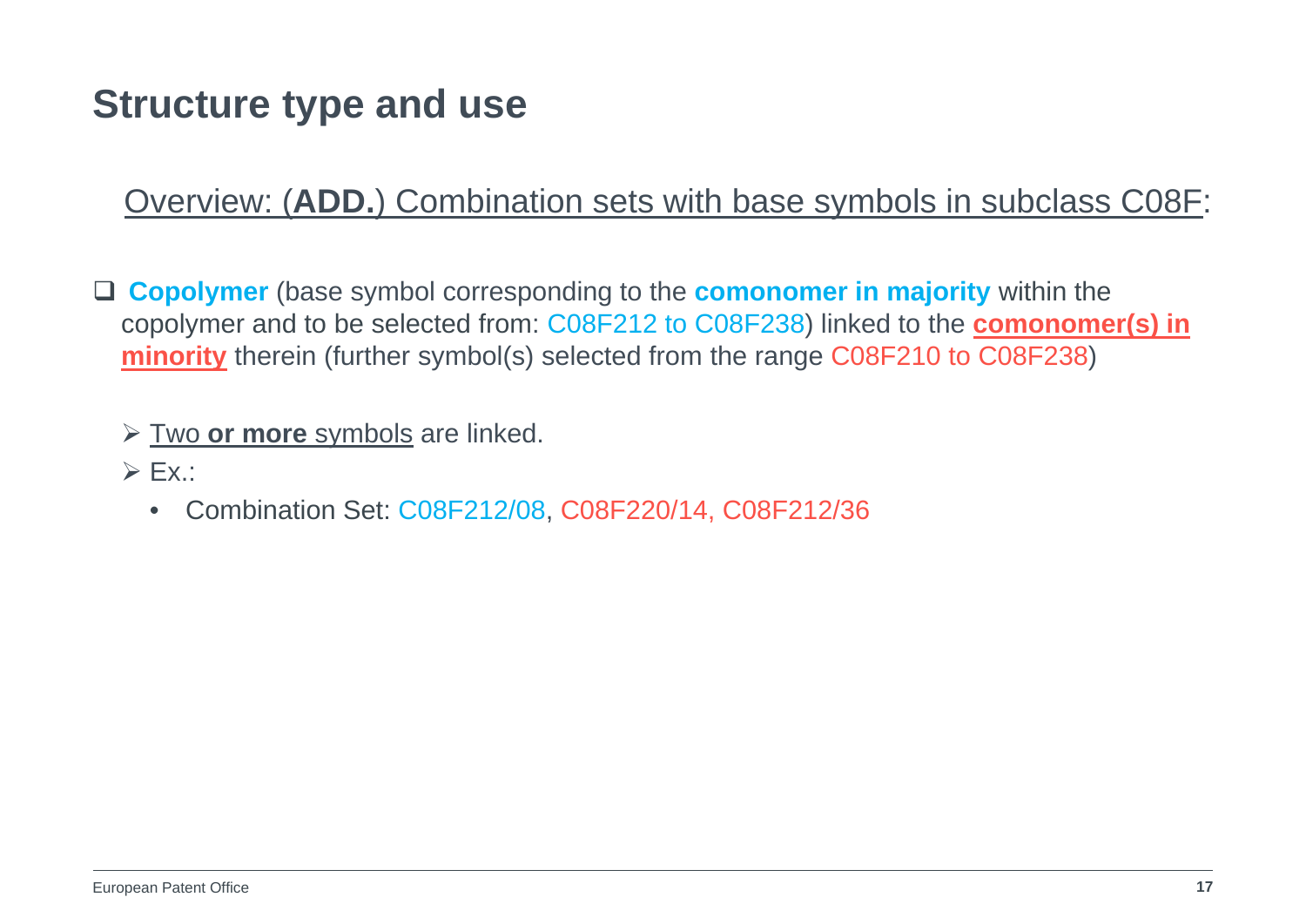# Structure type and use

Overview: (**ADD.**) Combination sets with base symbols in subclass C08F:

- **Copolymer** (base symbol corresponding to the **comonomer in majority** within the copolymer and to be selected from: C08F212 to C08F238) linked to the **comonomer(s) in minority** therein (further symbol(s) selected from the range C08F210 to C08F238)

  - Two **or more** symbols are linked.
  - Ex.:
    - Combination Set: C08F212/08, C08F220/14, C08F212/36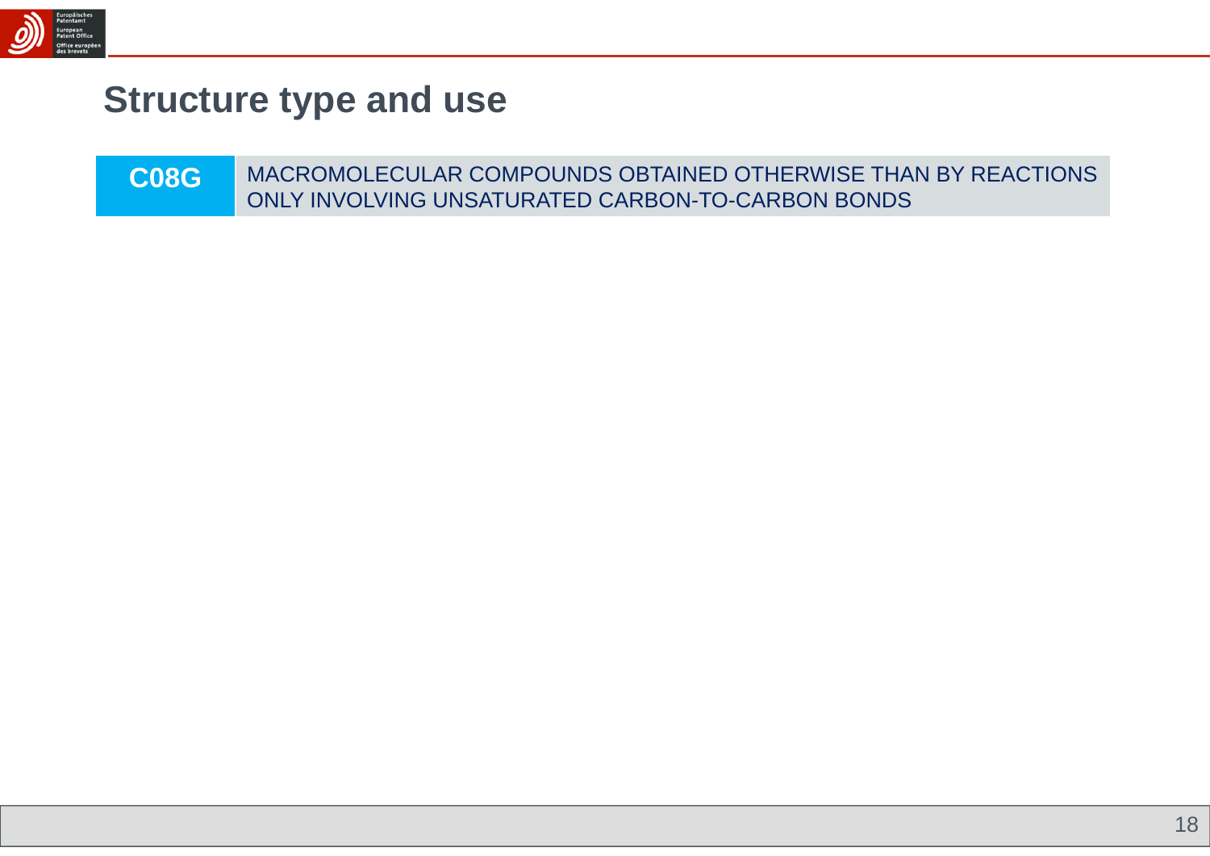# Structure type and use

| C08G | MACROMOLECULAR COMPOUNDS OBTAINED OTHERWISE THAN BY REACTIONS ONLY INVOLVING UNSATURATED CARBON-TO-CARBON BONDS |
| --- | --- |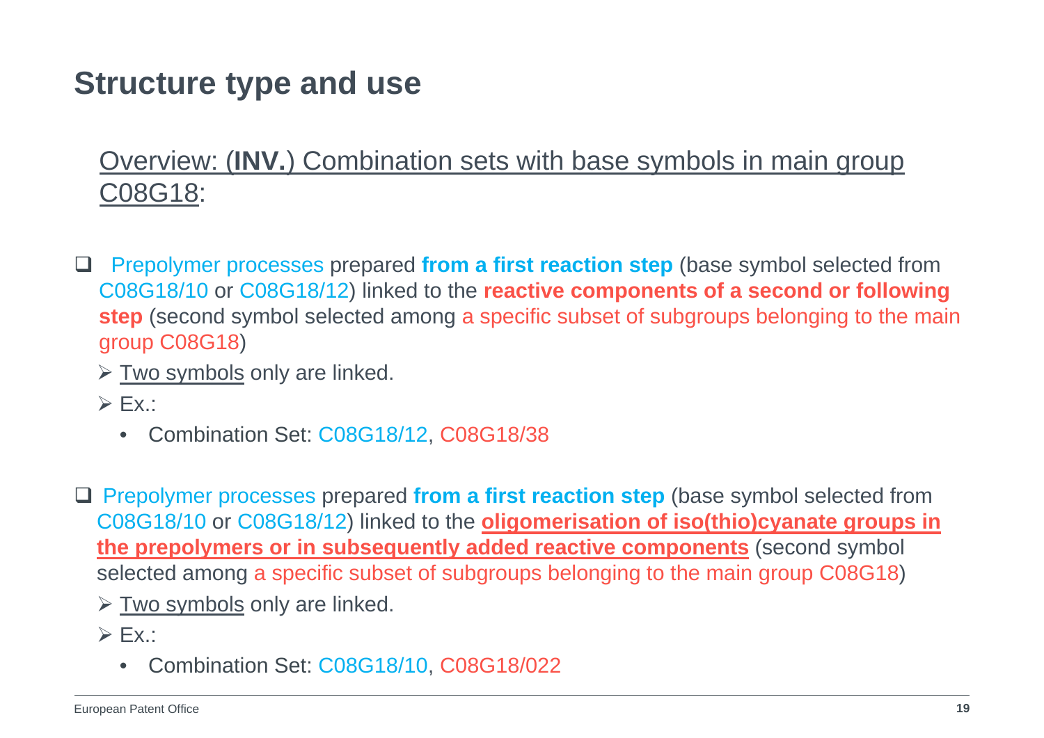# Structure type and use

Overview: (**INV.**) Combination sets with base symbols in main group C08G18:

- Prepolymer processes prepared **from a first reaction step** (base symbol selected from C08G18/10 or C08G18/12) linked to the **reactive components of a second or following step** (second symbol selected among a specific subset of subgroups belonging to the main group C08G18)
  - Two symbols only are linked.
  - Ex.:
    - Combination Set: C08G18/12, C08G18/38

- Prepolymer processes prepared **from a first reaction step** (base symbol selected from C08G18/10 or C08G18/12) linked to the **oligomerisation of iso(thio)cyanate groups in the prepolymers or in subsequently added reactive components** (second symbol selected among a specific subset of subgroups belonging to the main group C08G18)
  - Two symbols only are linked.
  - Ex.:
    - Combination Set: C08G18/10, C08G18/022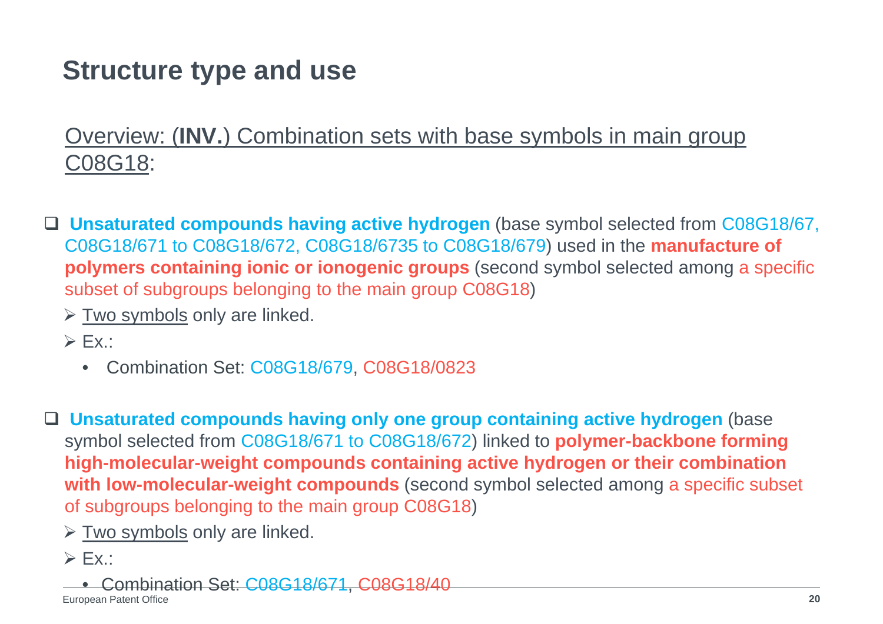# Structure type and use

Overview: (**INV.**) Combination sets with base symbols in main group C08G18:

- **Unsaturated compounds having active hydrogen** (base symbol selected from C08G18/67, C08G18/671 to C08G18/672, C08G18/6735 to C08G18/679) used in the **manufacture of polymers containing ionic or ionogenic groups** (second symbol selected among a specific subset of subgroups belonging to the main group C08G18)
  - Two symbols only are linked.
  - Ex.:
    - Combination Set: C08G18/679, C08G18/0823

- **Unsaturated compounds having only one group containing active hydrogen** (base symbol selected from C08G18/671 to C08G18/672) linked to **polymer-backbone forming high-molecular-weight compounds containing active hydrogen or their combination with low-molecular-weight compounds** (second symbol selected among a specific subset of subgroups belonging to the main group C08G18)
  - Two symbols only are linked.
  - Ex.:
    - Combination Set: C08G18/671, C08G18/40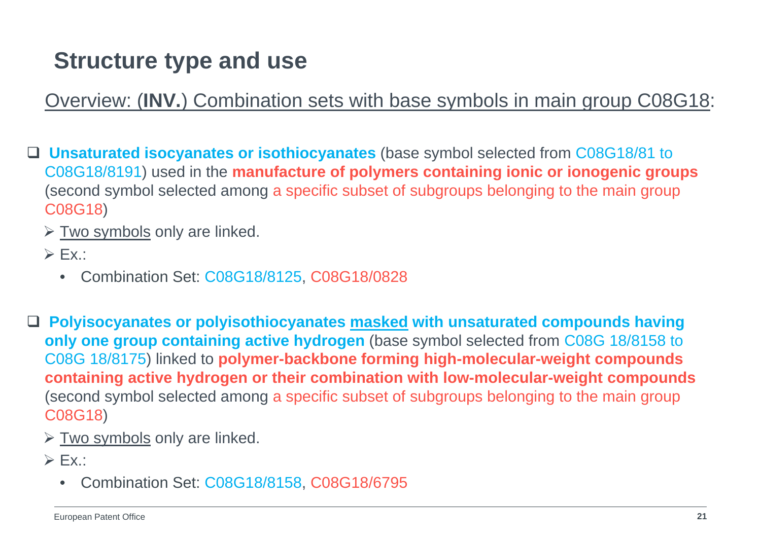# Structure type and use

Overview: (**INV.**) Combination sets with base symbols in main group C08G18:

- **Unsaturated isocyanates or isothiocyanates** (base symbol selected from C08G18/81 to C08G18/8191) used in the **manufacture of polymers containing ionic or ionogenic groups** (second symbol selected among a specific subset of subgroups belonging to the main group C08G18)
  - Two symbols only are linked.
  - Ex.:
    - Combination Set: C08G18/8125, C08G18/0828

- **Polyisocyanates or polyisothiocyanates masked with unsaturated compounds having only one group containing active hydrogen** (base symbol selected from C08G 18/8158 to C08G 18/8175) linked to **polymer-backbone forming high-molecular-weight compounds containing active hydrogen or their combination with low-molecular-weight compounds** (second symbol selected among a specific subset of subgroups belonging to the main group C08G18)
  - Two symbols only are linked.
  - Ex.:
    - Combination Set: C08G18/8158, C08G18/6795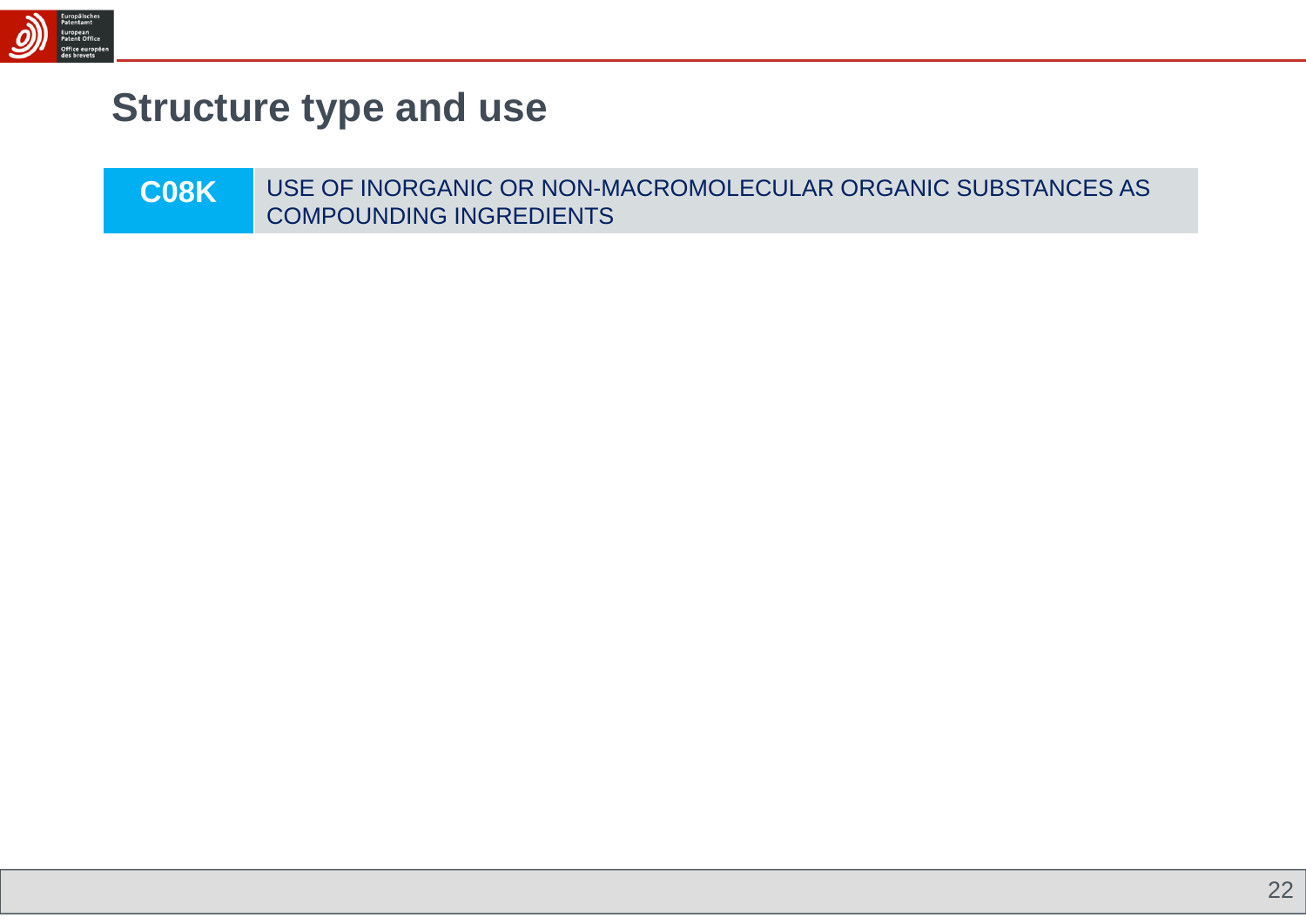# Structure type and use

| C08K | USE OF INORGANIC OR NON-MACROMOLECULAR ORGANIC SUBSTANCES AS COMPOUNDING INGREDIENTS |
|---|---|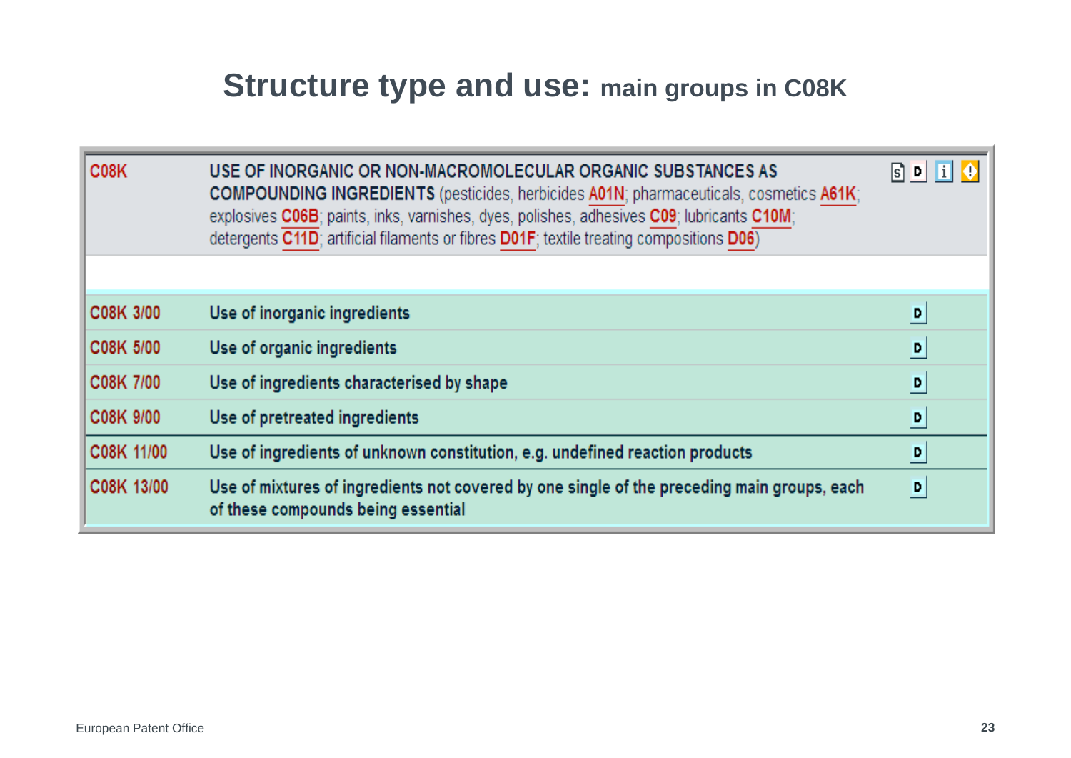# Structure type and use: main groups in C08K

| Symbol | Title |
|---|---|
| C08K | **USE OF INORGANIC OR NON-MACROMOLECULAR ORGANIC SUBSTANCES AS COMPOUNDING INGREDIENTS** (pesticides, herbicides A01N; pharmaceuticals, cosmetics A61K; explosives C06B; paints, inks, varnishes, dyes, polishes, adhesives C09; lubricants C10M; detergents C11D; artificial filaments or fibres D01F; textile treating compositions D06) |
| C08K 3/00 | Use of inorganic ingredients |
| C08K 5/00 | Use of organic ingredients |
| C08K 7/00 | Use of ingredients characterised by shape |
| C08K 9/00 | Use of pretreated ingredients |
| C08K 11/00 | Use of ingredients of unknown constitution, e.g. undefined reaction products |
| C08K 13/00 | Use of mixtures of ingredients not covered by one single of the preceding main groups, each of these compounds being essential |

European Patent Office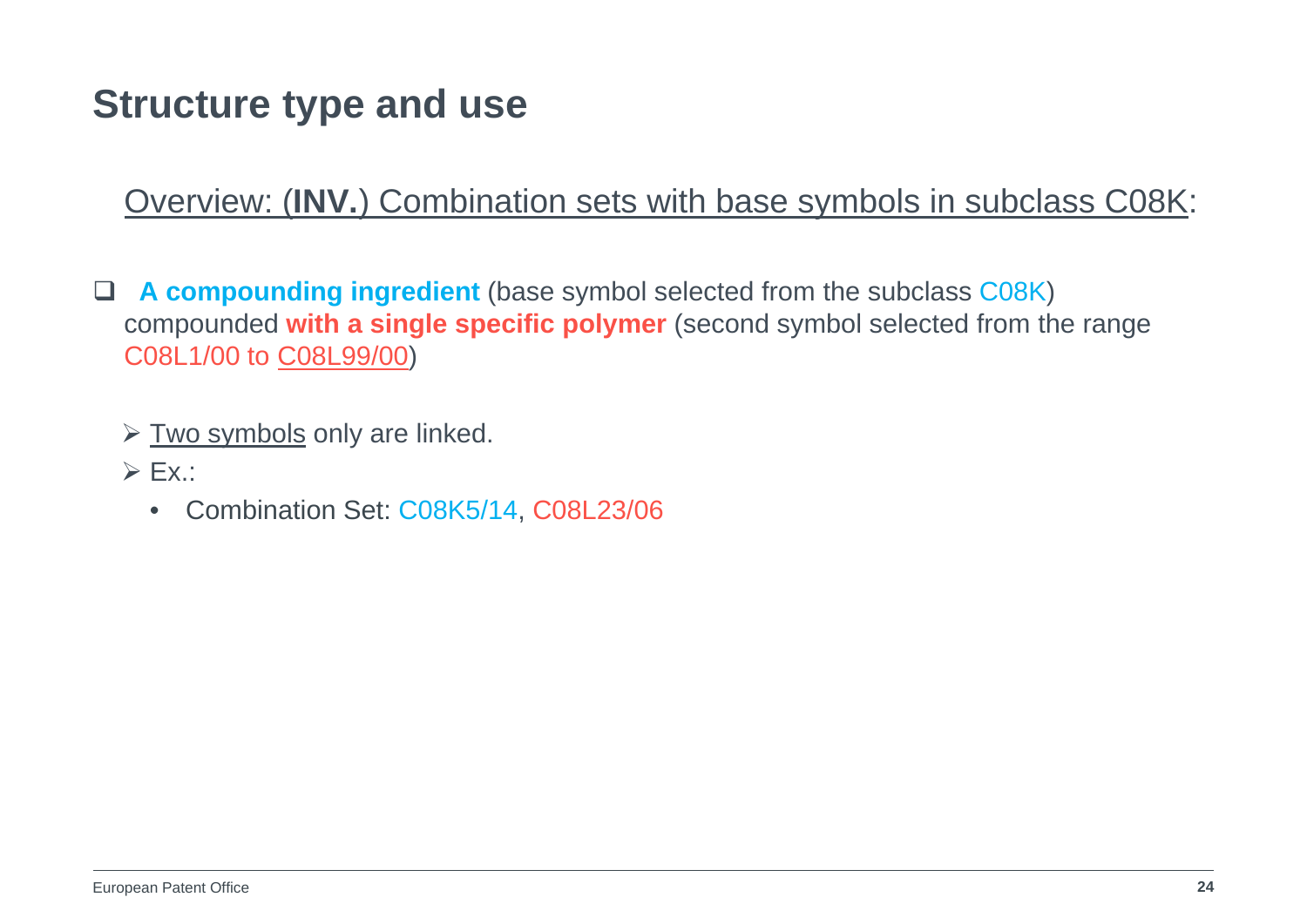# Structure type and use

Overview: (**INV.**) Combination sets with base symbols in subclass C08K:

- **A compounding ingredient** (base symbol selected from the subclass C08K) compounded **with a single specific polymer** (second symbol selected from the range C08L1/00 to C08L99/00)

  - Two symbols only are linked.
  - Ex.:
    - Combination Set: C08K5/14, C08L23/06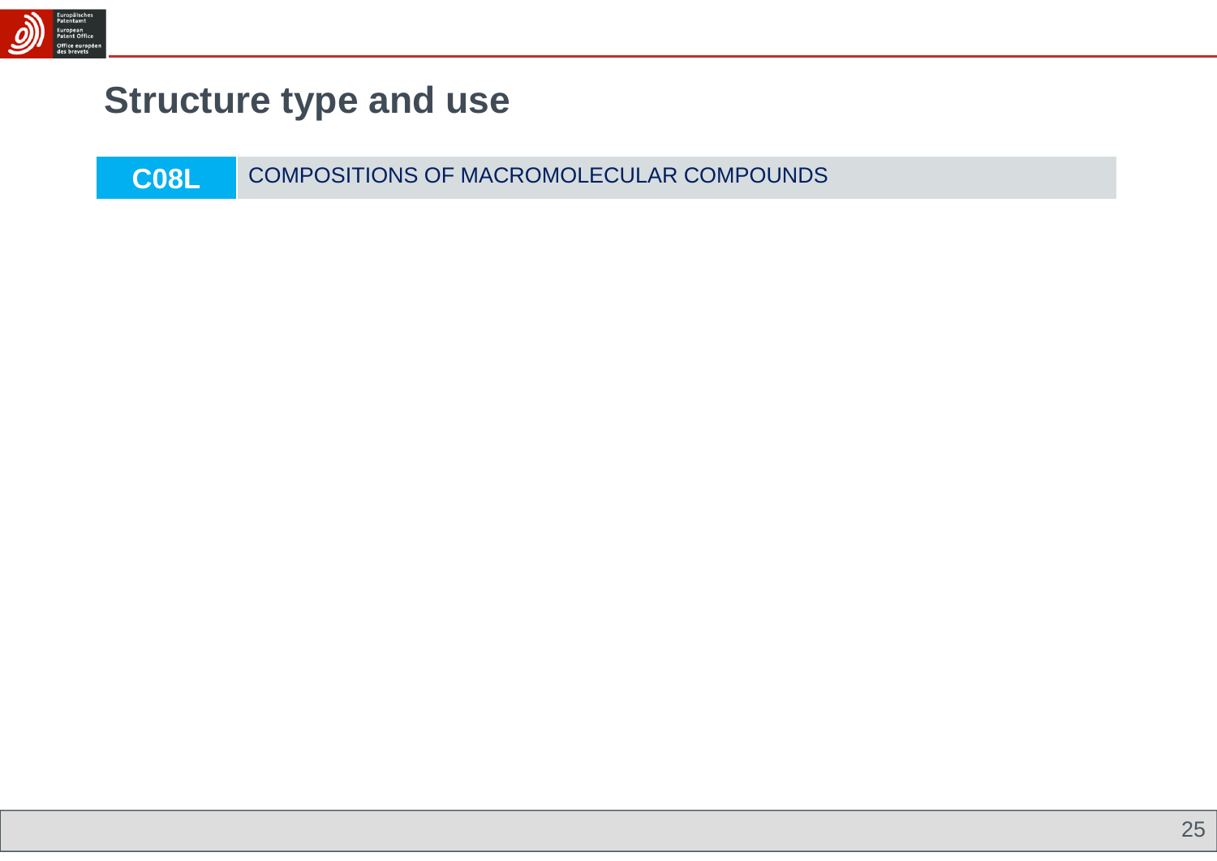# Structure type and use

| C08L | COMPOSITIONS OF MACROMOLECULAR COMPOUNDS |
| --- | --- |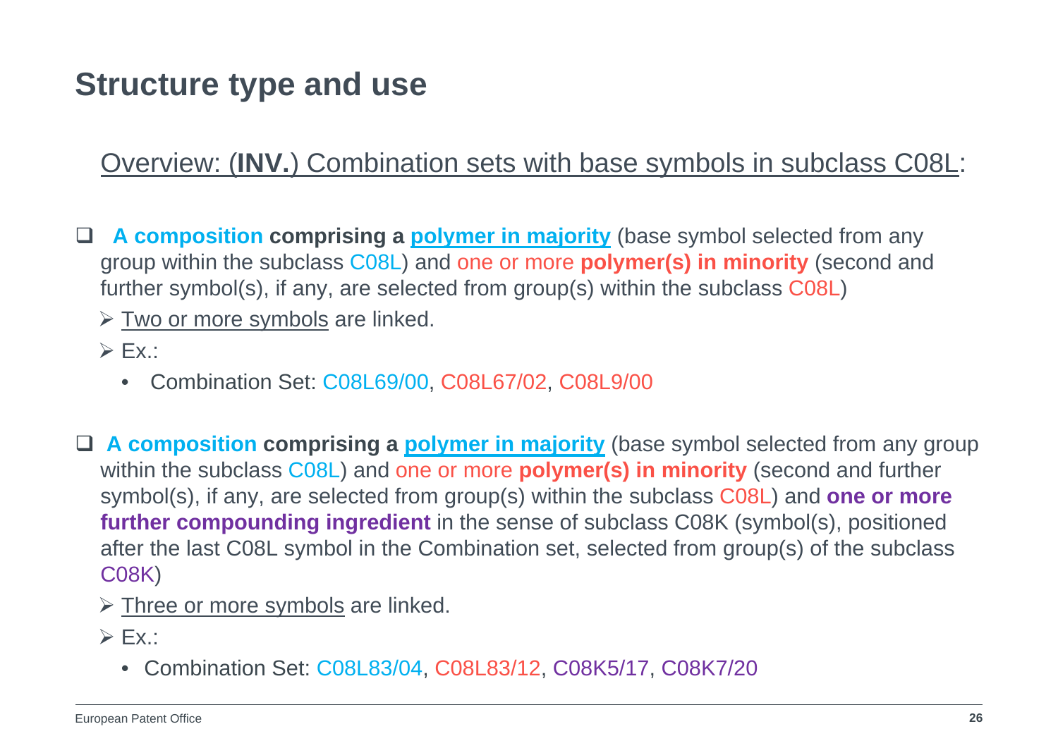# Structure type and use

Overview: (**INV.**) Combination sets with base symbols in subclass C08L:

- **A composition comprising a polymer in majority** (base symbol selected from any group within the subclass C08L) and one or more **polymer(s) in minority** (second and further symbol(s), if any, are selected from group(s) within the subclass C08L)
  - Two or more symbols are linked.
  - Ex.:
    - Combination Set: C08L69/00, C08L67/02, C08L9/00

- **A composition comprising a polymer in majority** (base symbol selected from any group within the subclass C08L) and one or more **polymer(s) in minority** (second and further symbol(s), if any, are selected from group(s) within the subclass C08L) and **one or more further compounding ingredient** in the sense of subclass C08K (symbol(s), positioned after the last C08L symbol in the Combination set, selected from group(s) of the subclass C08K)
  - Three or more symbols are linked.
  - Ex.:
    - Combination Set: C08L83/04, C08L83/12, C08K5/17, C08K7/20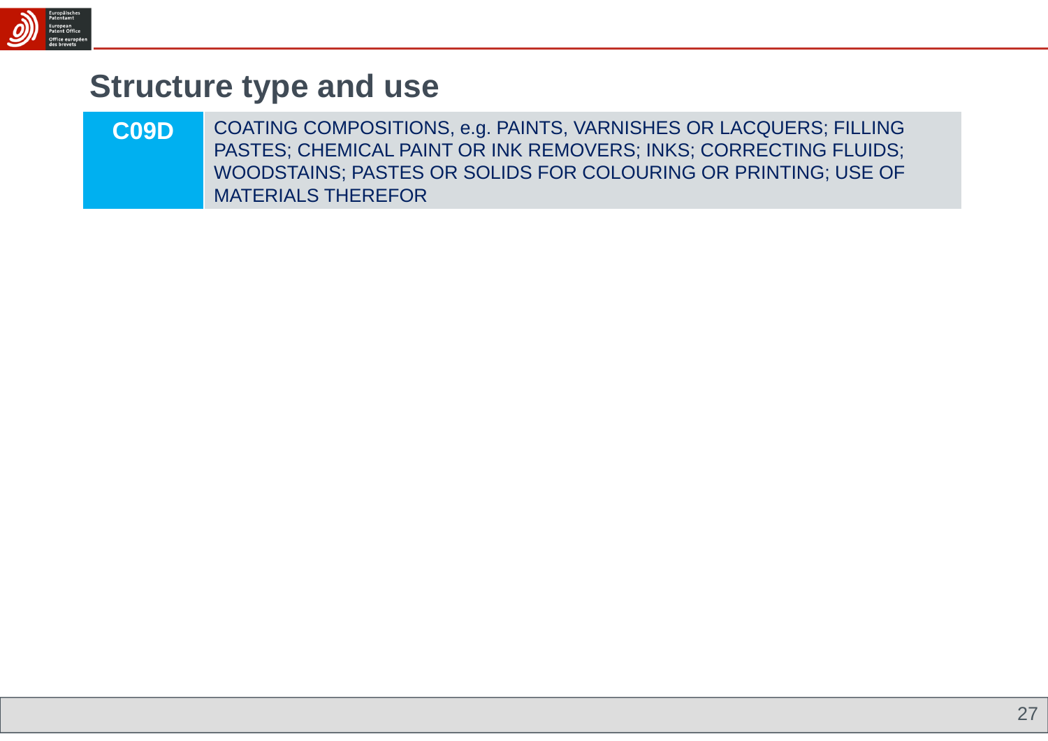# Structure type and use

| C09D | COATING COMPOSITIONS, e.g. PAINTS, VARNISHES OR LACQUERS; FILLING PASTES; CHEMICAL PAINT OR INK REMOVERS; INKS; CORRECTING FLUIDS; WOODSTAINS; PASTES OR SOLIDS FOR COLOURING OR PRINTING; USE OF MATERIALS THEREFOR |
|---|---|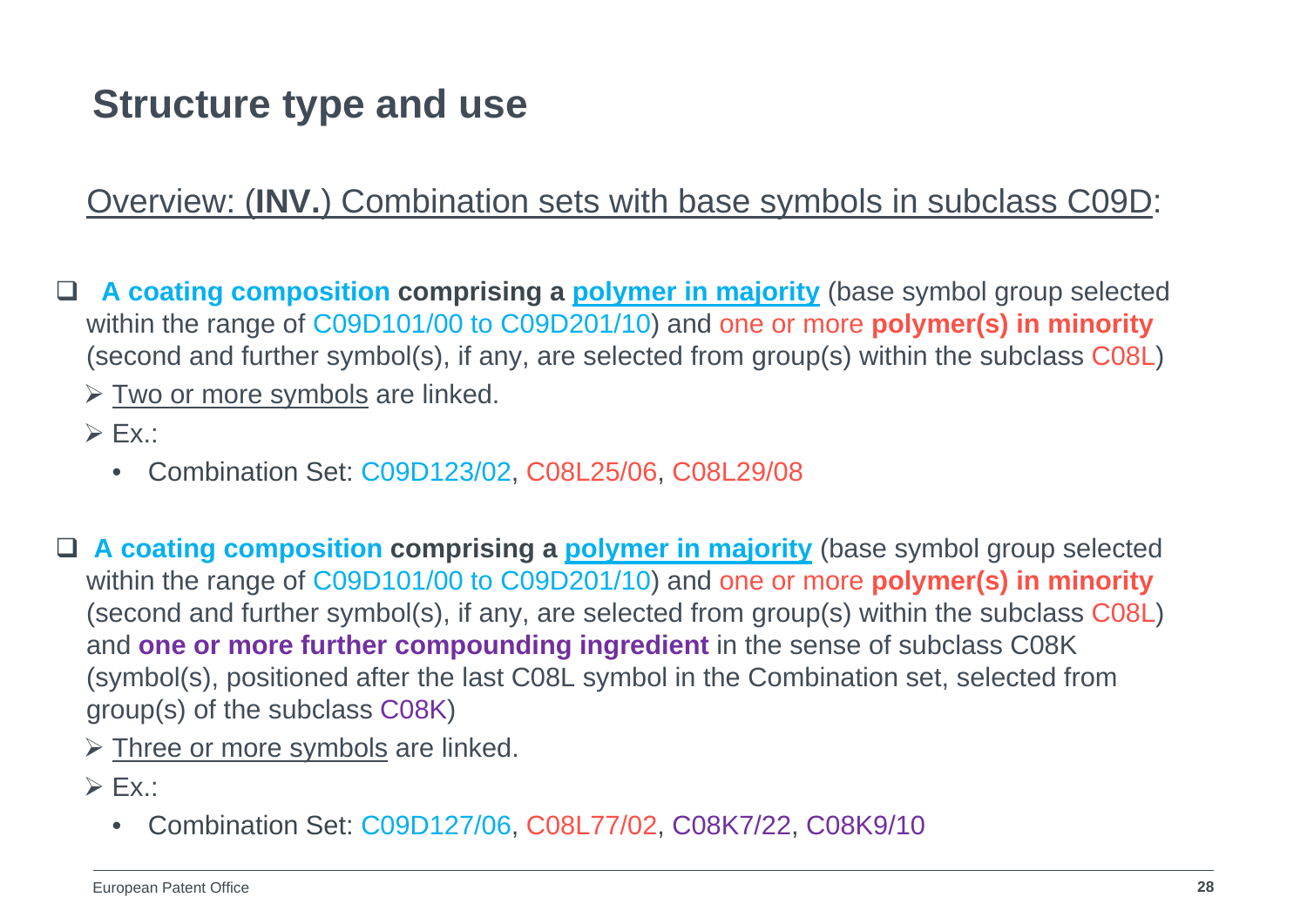# Structure type and use

Overview: (**INV.**) Combination sets with base symbols in subclass C09D:

- **A coating composition comprising a polymer in majority** (base symbol group selected within the range of C09D101/00 to C09D201/10) and one or more **polymer(s) in minority** (second and further symbol(s), if any, are selected from group(s) within the subclass C08L)
  - Two or more symbols are linked.
  - Ex.:
    - Combination Set: C09D123/02, C08L25/06, C08L29/08

- **A coating composition comprising a polymer in majority** (base symbol group selected within the range of C09D101/00 to C09D201/10) and one or more **polymer(s) in minority** (second and further symbol(s), if any, are selected from group(s) within the subclass C08L) and **one or more further compounding ingredient** in the sense of subclass C08K (symbol(s), positioned after the last C08L symbol in the Combination set, selected from group(s) of the subclass C08K)
  - Three or more symbols are linked.
  - Ex.:
    - Combination Set: C09D127/06, C08L77/02, C08K7/22, C08K9/10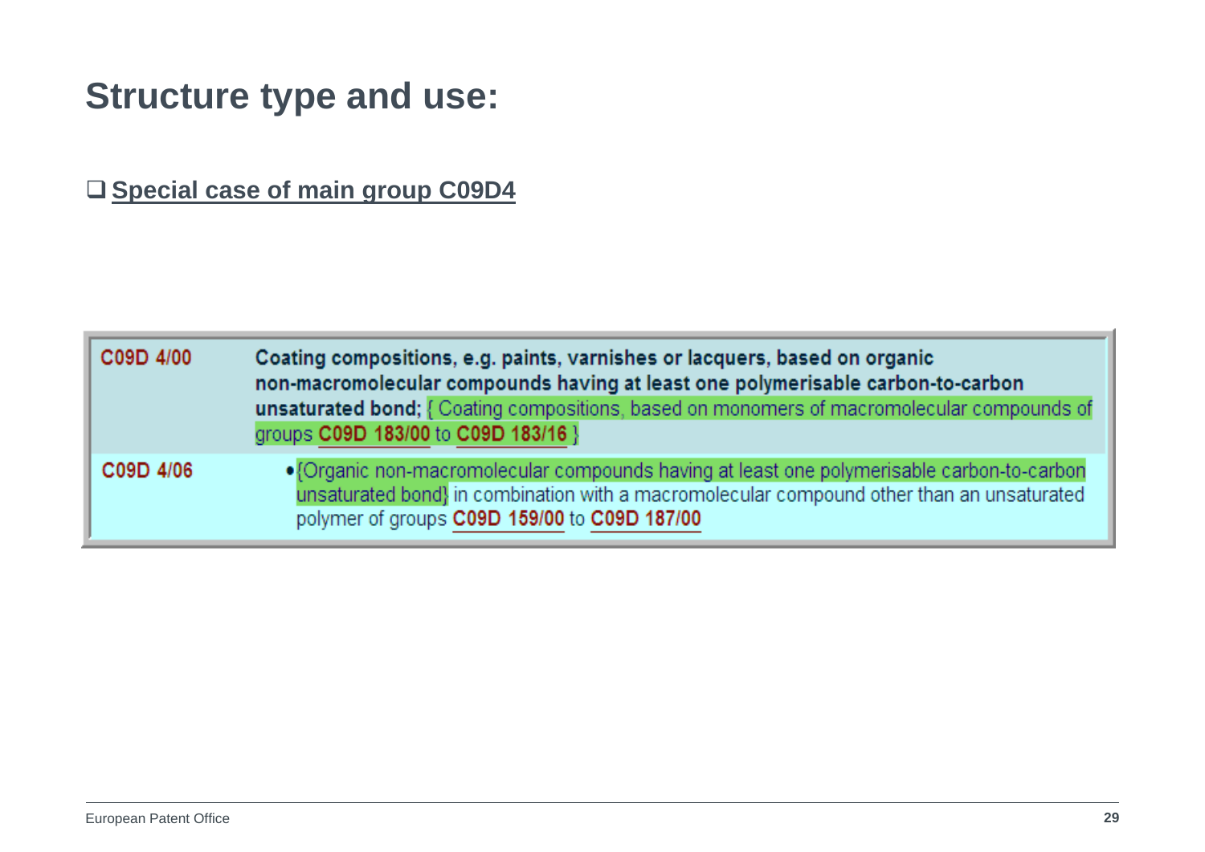# Structure type and use:

- **Special case of main group C09D4**

| | |
|---|---|
| C09D 4/00 | **Coating compositions, e.g. paints, varnishes or lacquers, based on organic non-macromolecular compounds having at least one polymerisable carbon-to-carbon unsaturated bond;** { Coating compositions, based on monomers of macromolecular compounds of groups C09D 183/00 to C09D 183/16 } |
| C09D 4/06 | • {Organic non-macromolecular compounds having at least one polymerisable carbon-to-carbon unsaturated bond} in combination with a macromolecular compound other than an unsaturated polymer of groups C09D 159/00 to C09D 187/00 |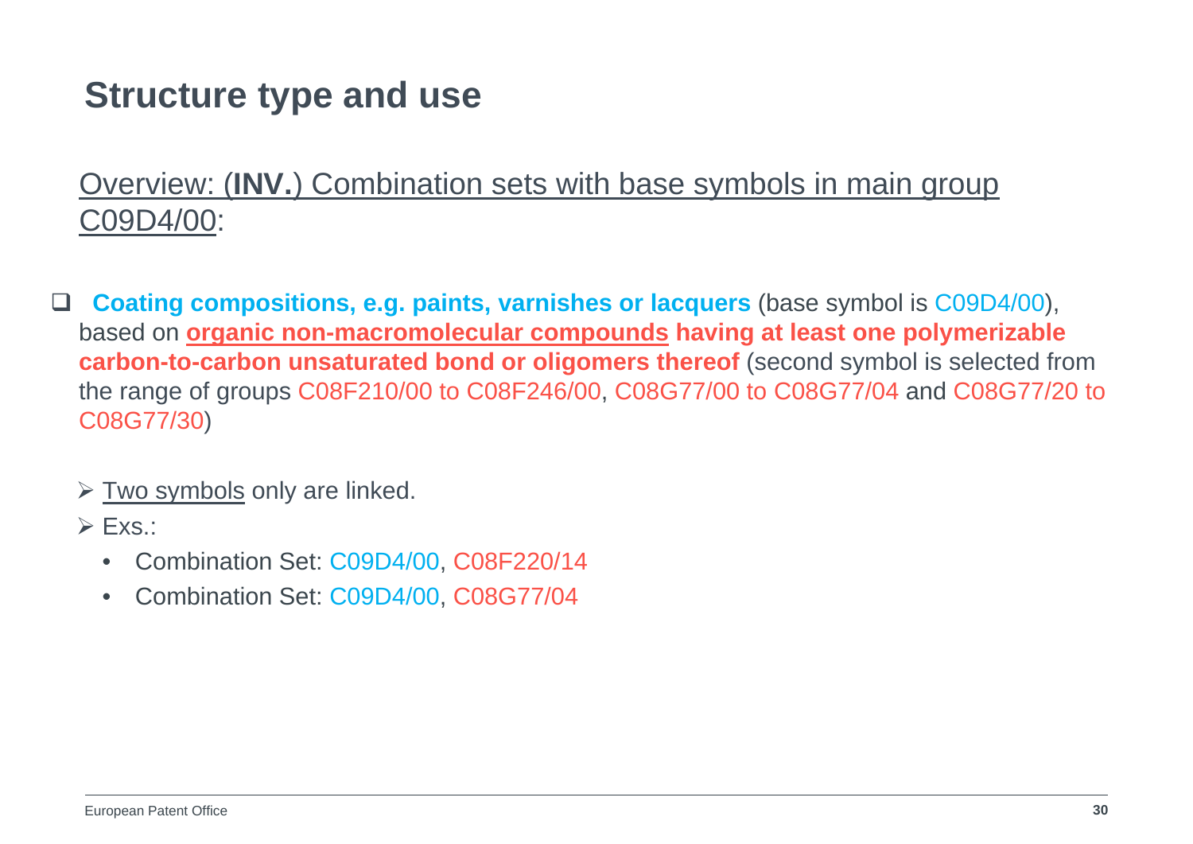# Structure type and use

Overview: (**INV.**) Combination sets with base symbols in main group C09D4/00:

- **Coating compositions, e.g. paints, varnishes or lacquers** (base symbol is C09D4/00), based on **organic non-macromolecular compounds having at least one polymerizable carbon-to-carbon unsaturated bond or oligomers thereof** (second symbol is selected from the range of groups C08F210/00 to C08F246/00, C08G77/00 to C08G77/04 and C08G77/20 to C08G77/30)

  - Two symbols only are linked.
  - Exs.:
    - Combination Set: C09D4/00, C08F220/14
    - Combination Set: C09D4/00, C08G77/04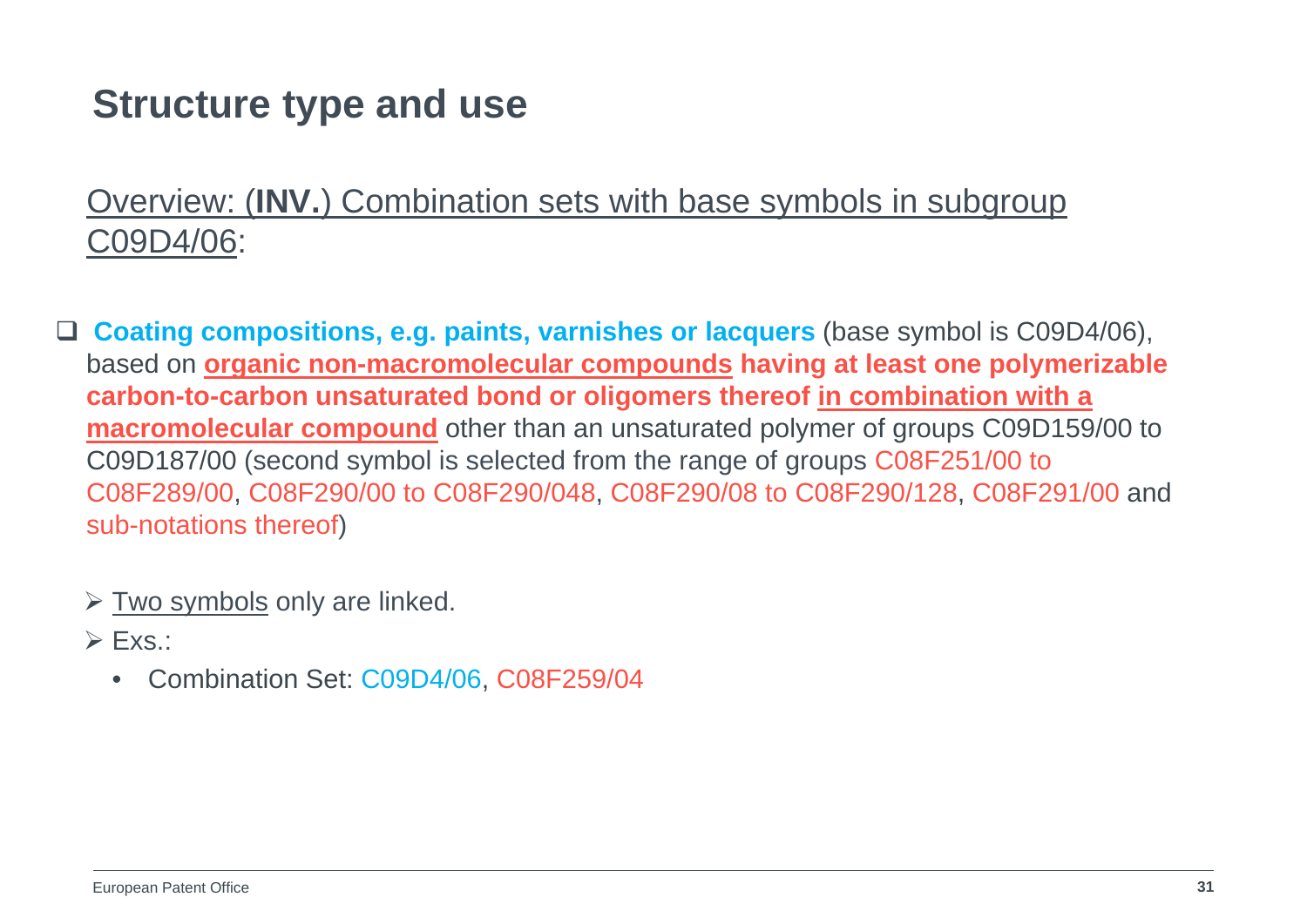# Structure type and use

Overview: (**INV.**) Combination sets with base symbols in subgroup C09D4/06:

- **Coating compositions, e.g. paints, varnishes or lacquers** (base symbol is C09D4/06), based on **organic non-macromolecular compounds having at least one polymerizable carbon-to-carbon unsaturated bond or oligomers thereof in combination with a macromolecular compound** other than an unsaturated polymer of groups C09D159/00 to C09D187/00 (second symbol is selected from the range of groups C08F251/00 to C08F289/00, C08F290/00 to C08F290/048, C08F290/08 to C08F290/128, C08F291/00 and sub-notations thereof)

  - Two symbols only are linked.
  - Exs.:
    - Combination Set: C09D4/06, C08F259/04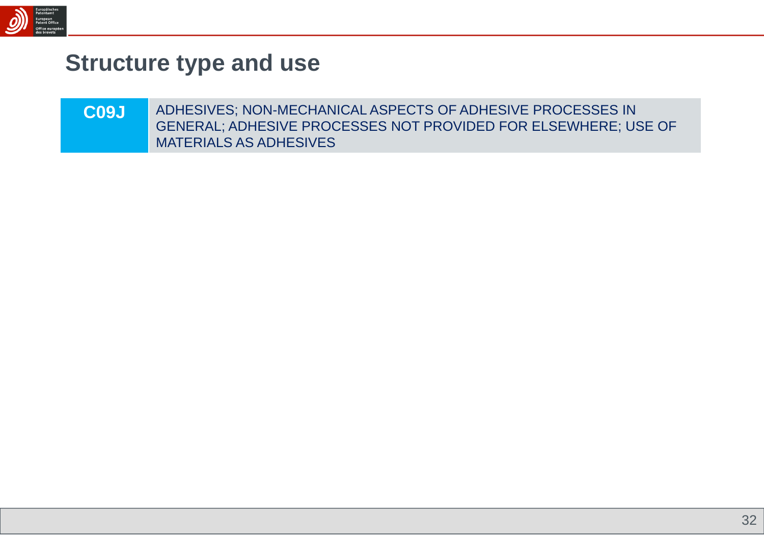## Structure type and use

| C09J | ADHESIVES; NON-MECHANICAL ASPECTS OF ADHESIVE PROCESSES IN GENERAL; ADHESIVE PROCESSES NOT PROVIDED FOR ELSEWHERE; USE OF MATERIALS AS ADHESIVES |
|---|---|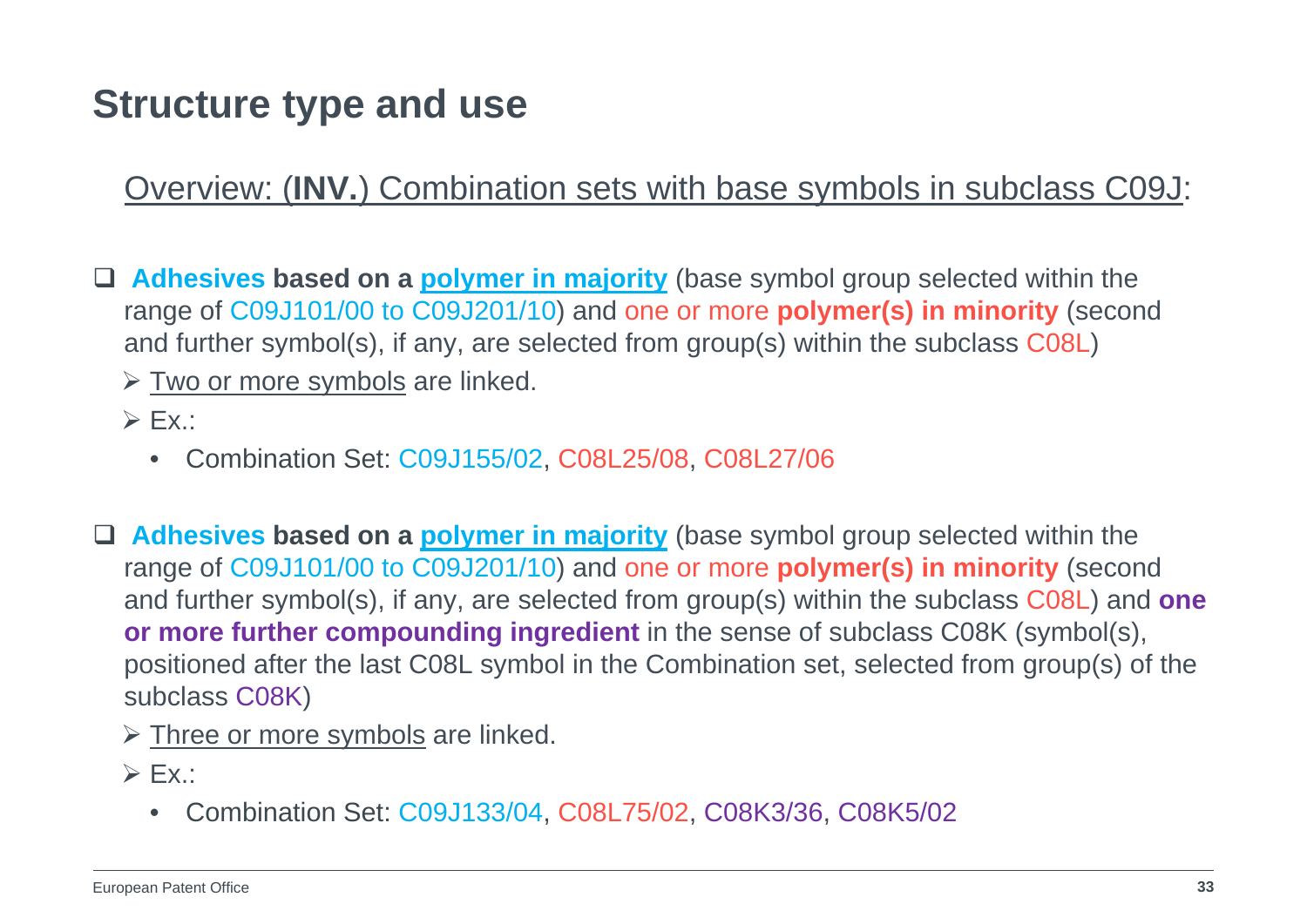# Structure type and use

Overview: (**INV.**) Combination sets with base symbols in subclass C09J:

- **Adhesives based on a polymer in majority** (base symbol group selected within the range of C09J101/00 to C09J201/10) and one or more **polymer(s) in minority** (second and further symbol(s), if any, are selected from group(s) within the subclass C08L)
  - Two or more symbols are linked.
  - Ex.:
    - Combination Set: C09J155/02, C08L25/08, C08L27/06

- **Adhesives based on a polymer in majority** (base symbol group selected within the range of C09J101/00 to C09J201/10) and one or more **polymer(s) in minority** (second and further symbol(s), if any, are selected from group(s) within the subclass C08L) and **one or more further compounding ingredient** in the sense of subclass C08K (symbol(s), positioned after the last C08L symbol in the Combination set, selected from group(s) of the subclass C08K)
  - Three or more symbols are linked.
  - Ex.:
    - Combination Set: C09J133/04, C08L75/02, C08K3/36, C08K5/02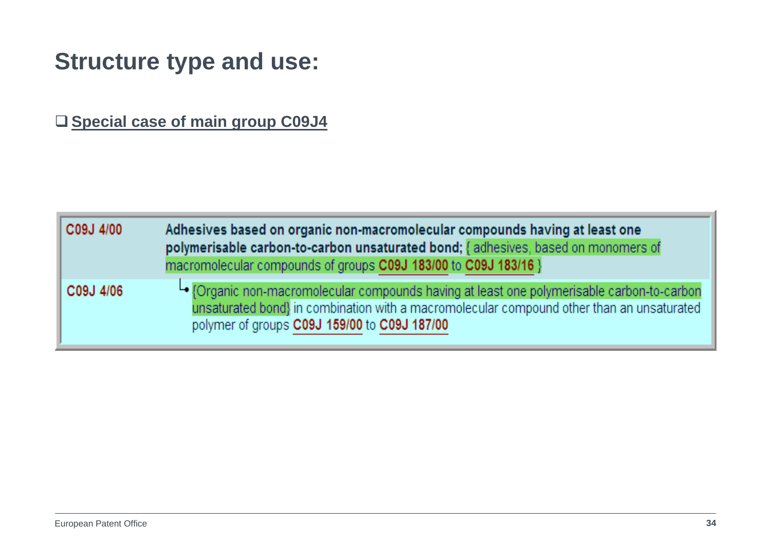# Structure type and use:

❑ **Special case of main group C09J4**

| | |
|---|---|
| C09J 4/00 | **Adhesives based on organic non-macromolecular compounds having at least one polymerisable carbon-to-carbon unsaturated bond;** { adhesives, based on monomers of macromolecular compounds of groups **C09J 183/00** to **C09J 183/16** } |
| C09J 4/06 | └• {Organic non-macromolecular compounds having at least one polymerisable carbon-to-carbon unsaturated bond} in combination with a macromolecular compound other than an unsaturated polymer of groups **C09J 159/00** to **C09J 187/00** |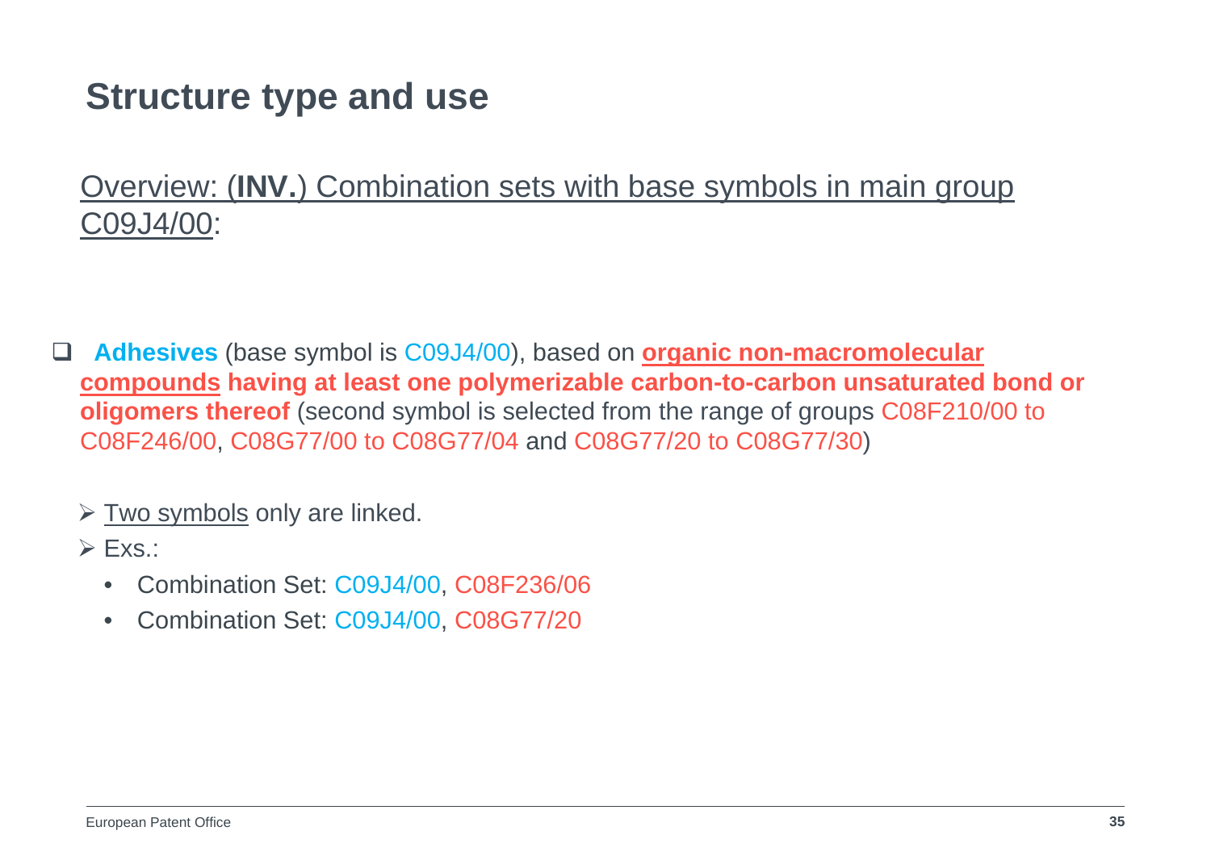# Structure type and use

Overview: (**INV.**) Combination sets with base symbols in main group C09J4/00:

- **Adhesives** (base symbol is C09J4/00), based on **organic non-macromolecular compounds having at least one polymerizable carbon-to-carbon unsaturated bond or oligomers thereof** (second symbol is selected from the range of groups C08F210/00 to C08F246/00, C08G77/00 to C08G77/04 and C08G77/20 to C08G77/30)

  - Two symbols only are linked.
  - Exs.:
    - Combination Set: C09J4/00, C08F236/06
    - Combination Set: C09J4/00, C08G77/20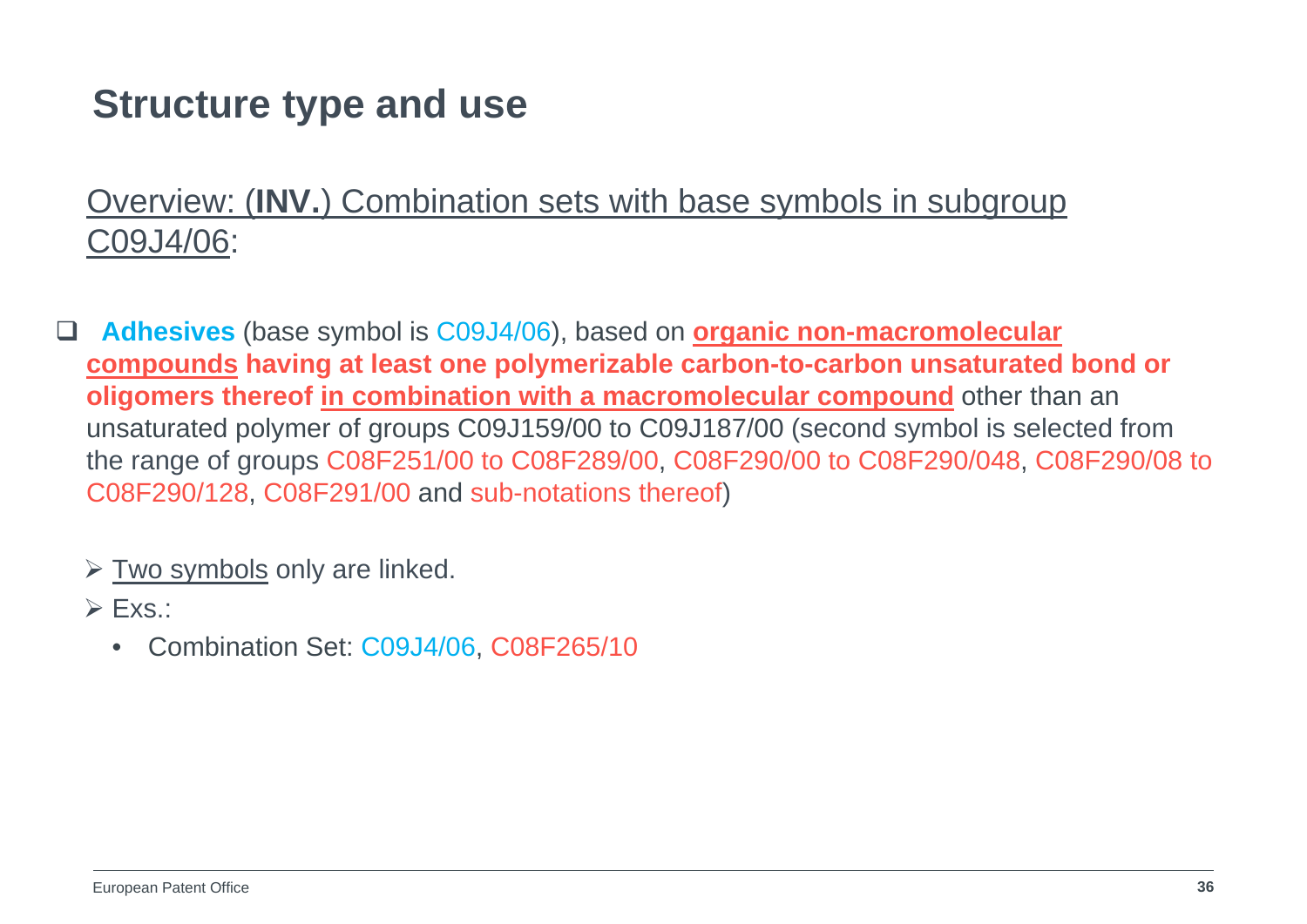## Structure type and use

<u>Overview: (**INV.**) Combination sets with base symbols in subgroup C09J4/06</u>:

- **Adhesives** (base symbol is C09J4/06), based on **<u>organic non-macromolecular compounds</u> having at least one polymerizable carbon-to-carbon unsaturated bond or oligomers thereof <u>in combination with a macromolecular compound</u>** other than an unsaturated polymer of groups C09J159/00 to C09J187/00 (second symbol is selected from the range of groups C08F251/00 to C08F289/00, C08F290/00 to C08F290/048, C08F290/08 to C08F290/128, C08F291/00 and sub-notations thereof)

  - <u>Two symbols</u> only are linked.
  - Exs.:
    - Combination Set: C09J4/06, C08F265/10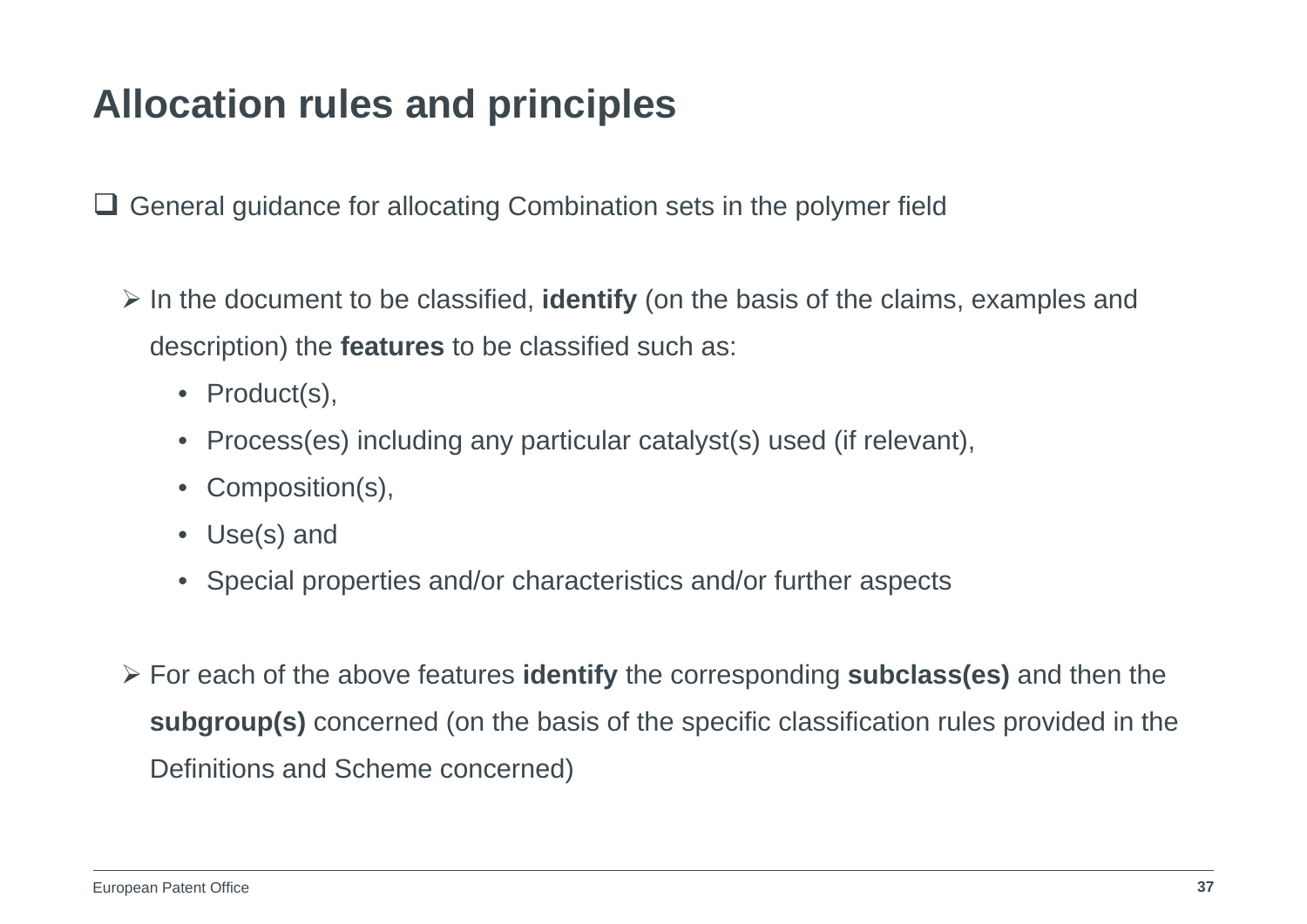# Allocation rules and principles

- General guidance for allocating Combination sets in the polymer field

  - In the document to be classified, **identify** (on the basis of the claims, examples and description) the **features** to be classified such as:
    - Product(s),
    - Process(es) including any particular catalyst(s) used (if relevant),
    - Composition(s),
    - Use(s) and
    - Special properties and/or characteristics and/or further aspects

  - For each of the above features **identify** the corresponding **subclass(es)** and then the **subgroup(s)** concerned (on the basis of the specific classification rules provided in the Definitions and Scheme concerned)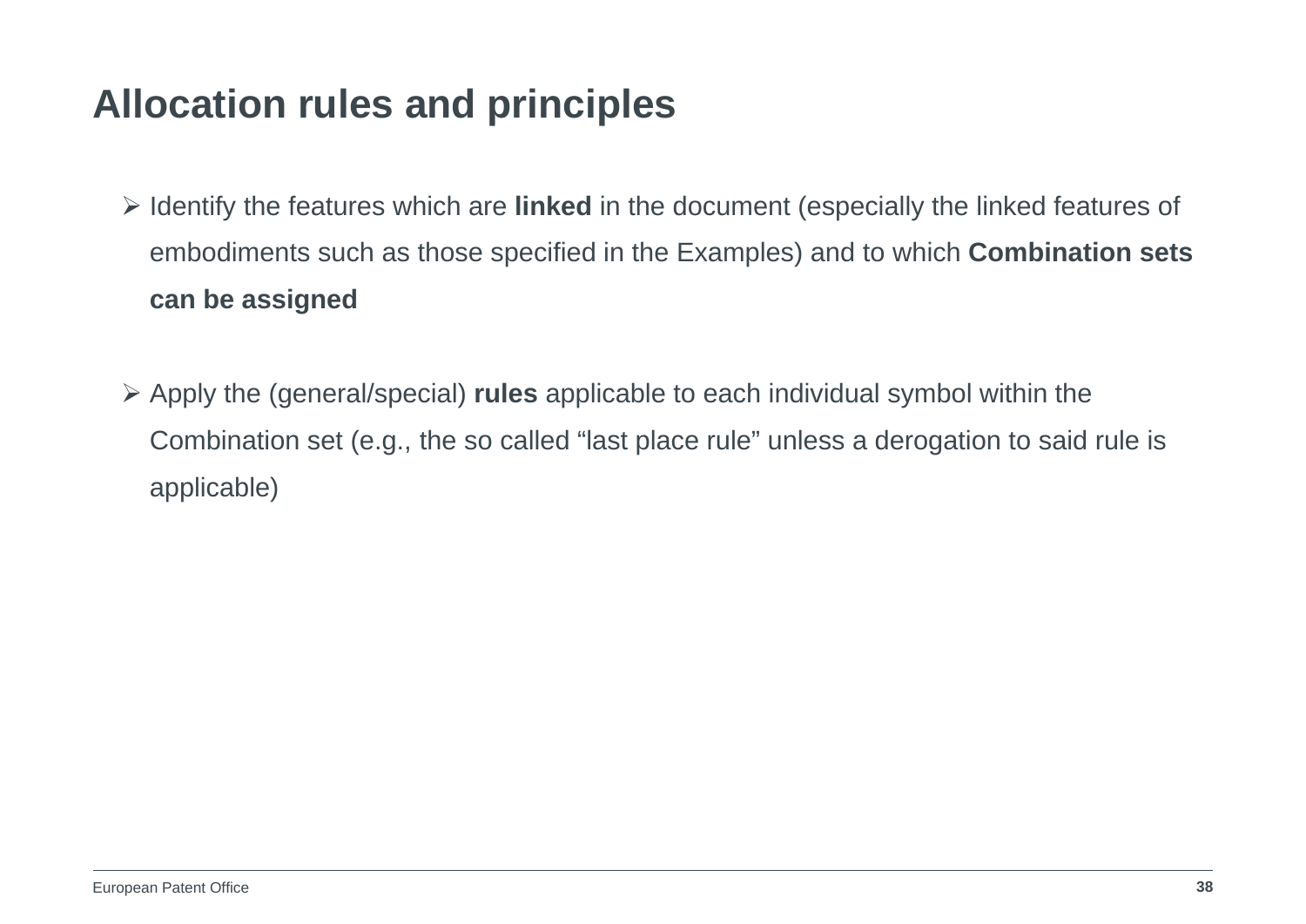# Allocation rules and principles

- Identify the features which are **linked** in the document (especially the linked features of embodiments such as those specified in the Examples) and to which **Combination sets can be assigned**

- Apply the (general/special) **rules** applicable to each individual symbol within the Combination set (e.g., the so called “last place rule” unless a derogation to said rule is applicable)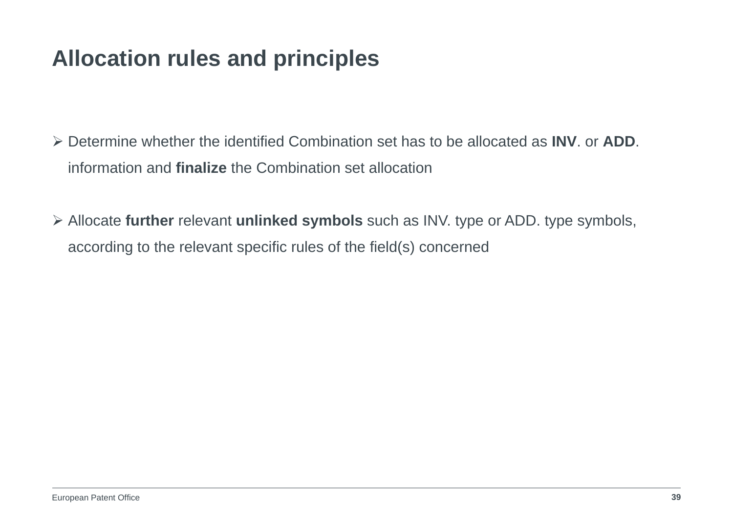# Allocation rules and principles

- Determine whether the identified Combination set has to be allocated as **INV**. or **ADD**. information and **finalize** the Combination set allocation

- Allocate **further** relevant **unlinked symbols** such as INV. type or ADD. type symbols, according to the relevant specific rules of the field(s) concerned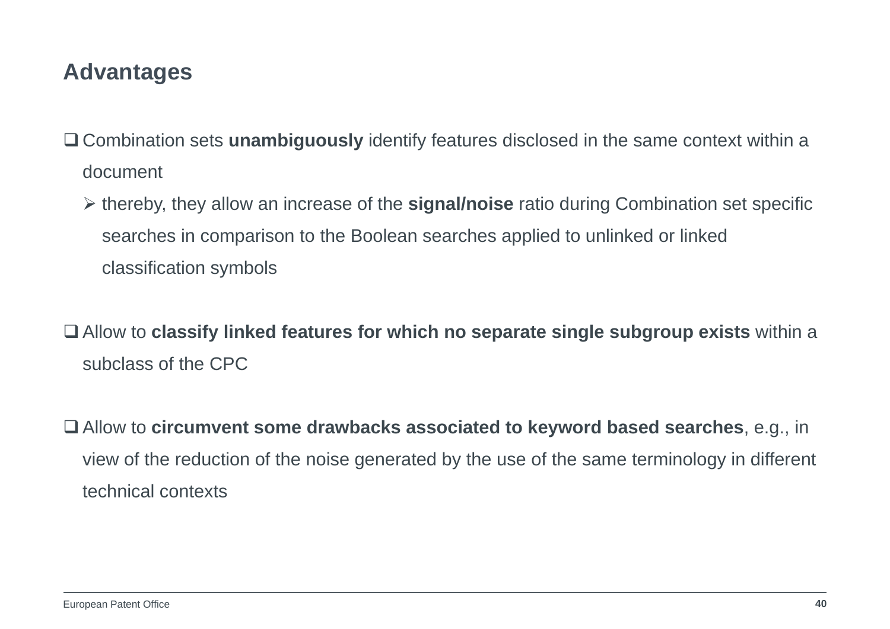## Advantages

- Combination sets **unambiguously** identify features disclosed in the same context within a document
  - thereby, they allow an increase of the **signal/noise** ratio during Combination set specific searches in comparison to the Boolean searches applied to unlinked or linked classification symbols

- Allow to **classify linked features for which no separate single subgroup exists** within a subclass of the CPC

- Allow to **circumvent some drawbacks associated to keyword based searches**, e.g., in view of the reduction of the noise generated by the use of the same terminology in different technical contexts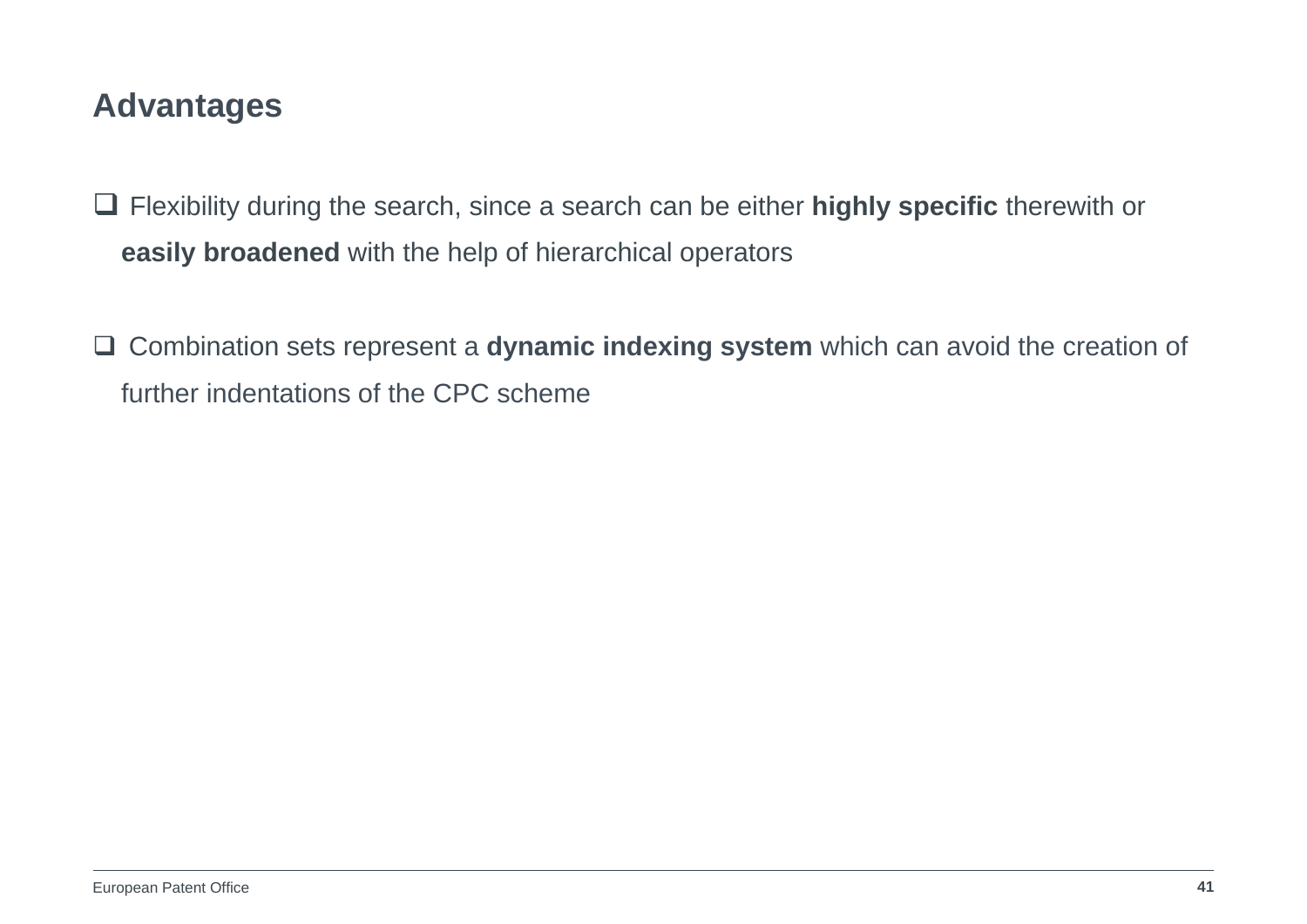## Advantages

- Flexibility during the search, since a search can be either **highly specific** therewith or **easily broadened** with the help of hierarchical operators

- Combination sets represent a **dynamic indexing system** which can avoid the creation of further indentations of the CPC scheme